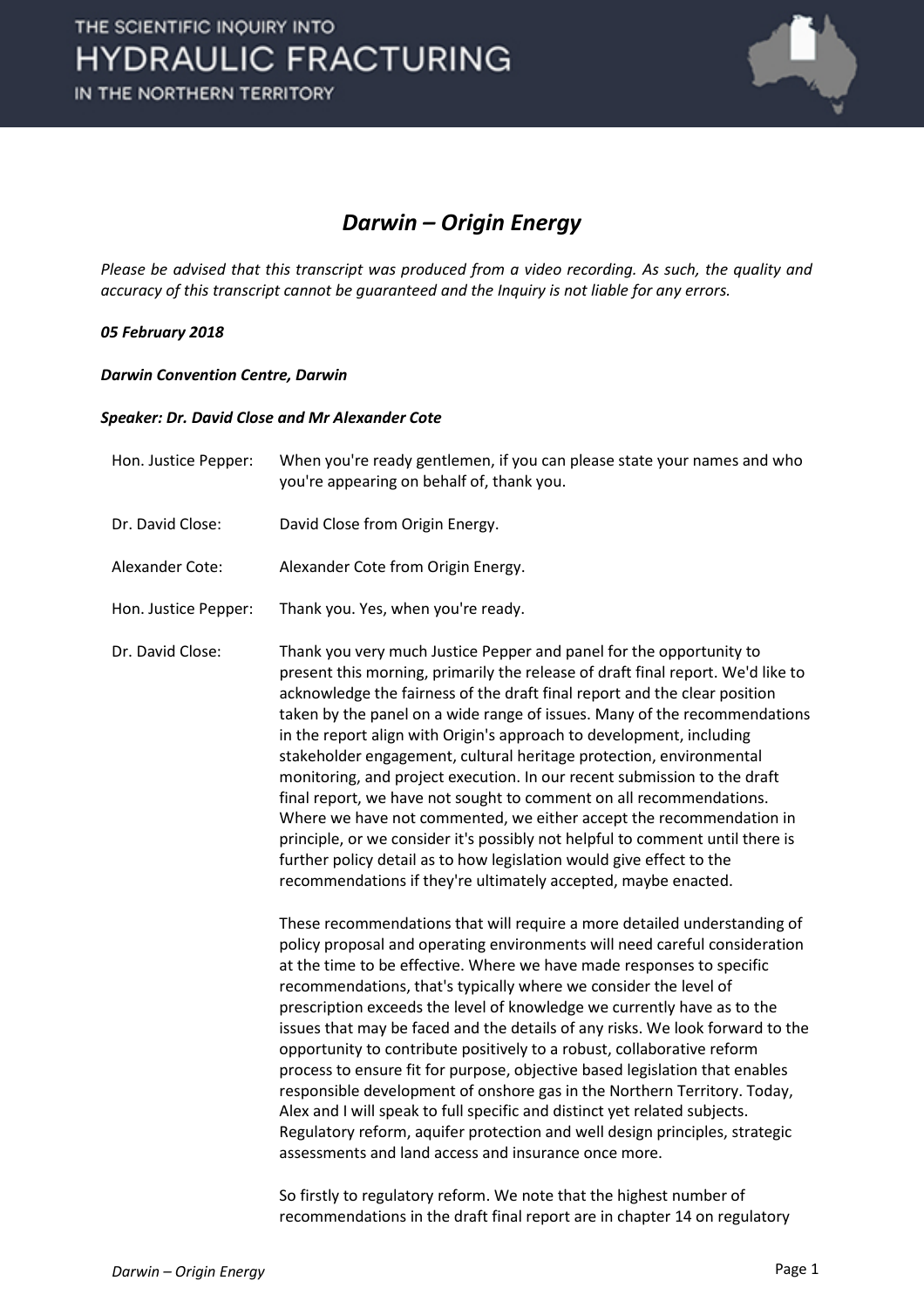# *Darwin – Origin Energy*

*Please be advised that this transcript was produced from a video recording. As such, the quality and accuracy of this transcript cannot be guaranteed and the Inquiry is not liable for any errors.*

***05 February 2018***

***Darwin Convention Centre, Darwin***

***Speaker: Dr. David Close and Mr Alexander Cote***

| | |
|---|---|
| Hon. Justice Pepper: | When you're ready gentlemen, if you can please state your names and who you're appearing on behalf of, thank you. |
| Dr. David Close: | David Close from Origin Energy. |
| Alexander Cote: | Alexander Cote from Origin Energy. |
| Hon. Justice Pepper: | Thank you. Yes, when you're ready. |
| Dr. David Close: | Thank you very much Justice Pepper and panel for the opportunity to present this morning, primarily the release of draft final report. We'd like to acknowledge the fairness of the draft final report and the clear position taken by the panel on a wide range of issues. Many of the recommendations in the report align with Origin's approach to development, including stakeholder engagement, cultural heritage protection, environmental monitoring, and project execution. In our recent submission to the draft final report, we have not sought to comment on all recommendations. Where we have not commented, we either accept the recommendation in principle, or we consider it's possibly not helpful to comment until there is further policy detail as to how legislation would give effect to the recommendations if they're ultimately accepted, maybe enacted.<br><br>These recommendations that will require a more detailed understanding of policy proposal and operating environments will need careful consideration at the time to be effective. Where we have made responses to specific recommendations, that's typically where we consider the level of prescription exceeds the level of knowledge we currently have as to the issues that may be faced and the details of any risks. We look forward to the opportunity to contribute positively to a robust, collaborative reform process to ensure fit for purpose, objective based legislation that enables responsible development of onshore gas in the Northern Territory. Today, Alex and I will speak to full specific and distinct yet related subjects. Regulatory reform, aquifer protection and well design principles, strategic assessments and land access and insurance once more.<br><br>So firstly to regulatory reform. We note that the highest number of recommendations in the draft final report are in chapter 14 on regulatory |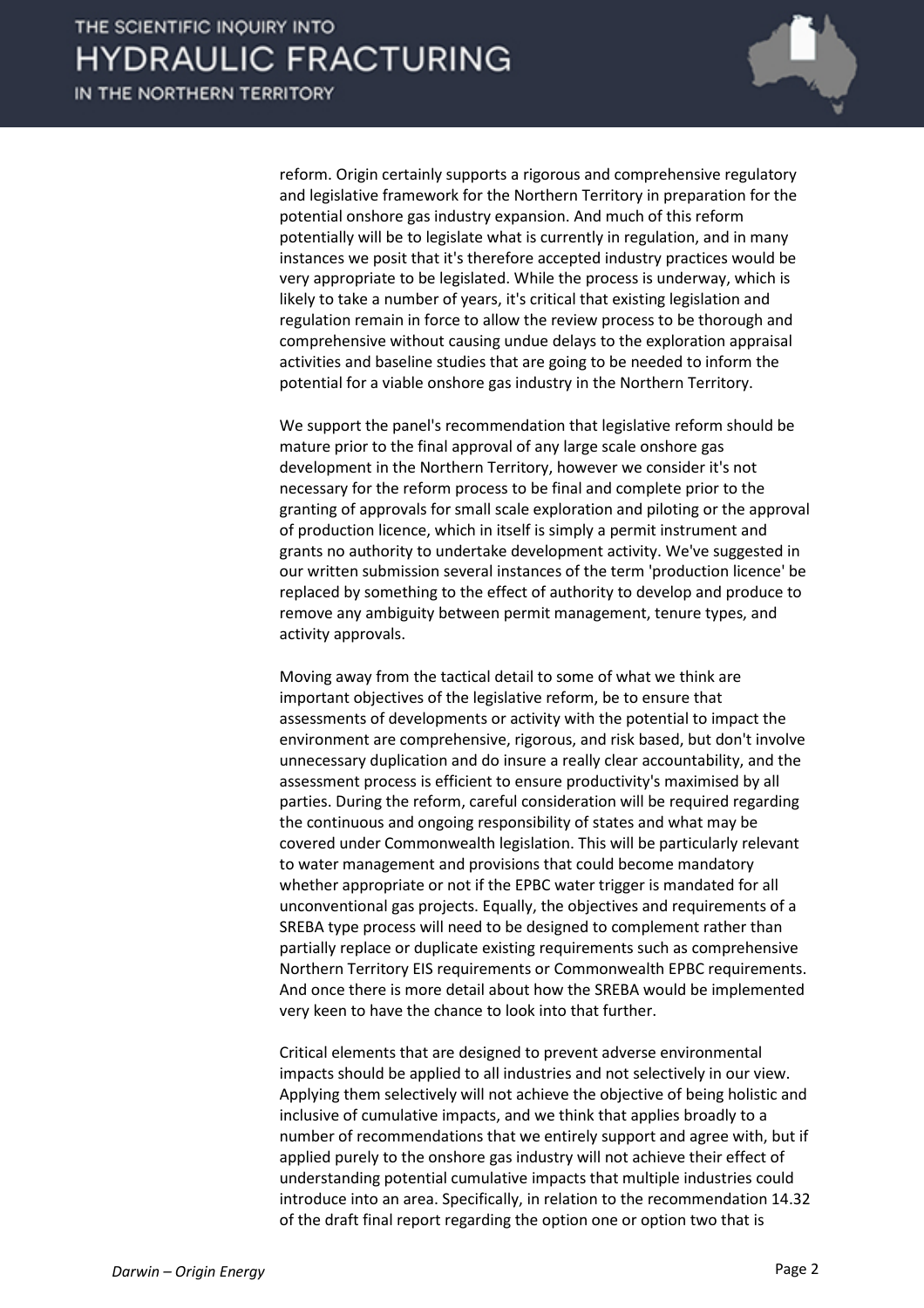reform. Origin certainly supports a rigorous and comprehensive regulatory and legislative framework for the Northern Territory in preparation for the potential onshore gas industry expansion. And much of this reform potentially will be to legislate what is currently in regulation, and in many instances we posit that it's therefore accepted industry practices would be very appropriate to be legislated. While the process is underway, which is likely to take a number of years, it's critical that existing legislation and regulation remain in force to allow the review process to be thorough and comprehensive without causing undue delays to the exploration appraisal activities and baseline studies that are going to be needed to inform the potential for a viable onshore gas industry in the Northern Territory.

We support the panel's recommendation that legislative reform should be mature prior to the final approval of any large scale onshore gas development in the Northern Territory, however we consider it's not necessary for the reform process to be final and complete prior to the granting of approvals for small scale exploration and piloting or the approval of production licence, which in itself is simply a permit instrument and grants no authority to undertake development activity. We've suggested in our written submission several instances of the term 'production licence' be replaced by something to the effect of authority to develop and produce to remove any ambiguity between permit management, tenure types, and activity approvals.

Moving away from the tactical detail to some of what we think are important objectives of the legislative reform, be to ensure that assessments of developments or activity with the potential to impact the environment are comprehensive, rigorous, and risk based, but don't involve unnecessary duplication and do insure a really clear accountability, and the assessment process is efficient to ensure productivity's maximised by all parties. During the reform, careful consideration will be required regarding the continuous and ongoing responsibility of states and what may be covered under Commonwealth legislation. This will be particularly relevant to water management and provisions that could become mandatory whether appropriate or not if the EPBC water trigger is mandated for all unconventional gas projects. Equally, the objectives and requirements of a SREBA type process will need to be designed to complement rather than partially replace or duplicate existing requirements such as comprehensive Northern Territory EIS requirements or Commonwealth EPBC requirements. And once there is more detail about how the SREBA would be implemented very keen to have the chance to look into that further.

Critical elements that are designed to prevent adverse environmental impacts should be applied to all industries and not selectively in our view. Applying them selectively will not achieve the objective of being holistic and inclusive of cumulative impacts, and we think that applies broadly to a number of recommendations that we entirely support and agree with, but if applied purely to the onshore gas industry will not achieve their effect of understanding potential cumulative impacts that multiple industries could introduce into an area. Specifically, in relation to the recommendation 14.32 of the draft final report regarding the option one or option two that is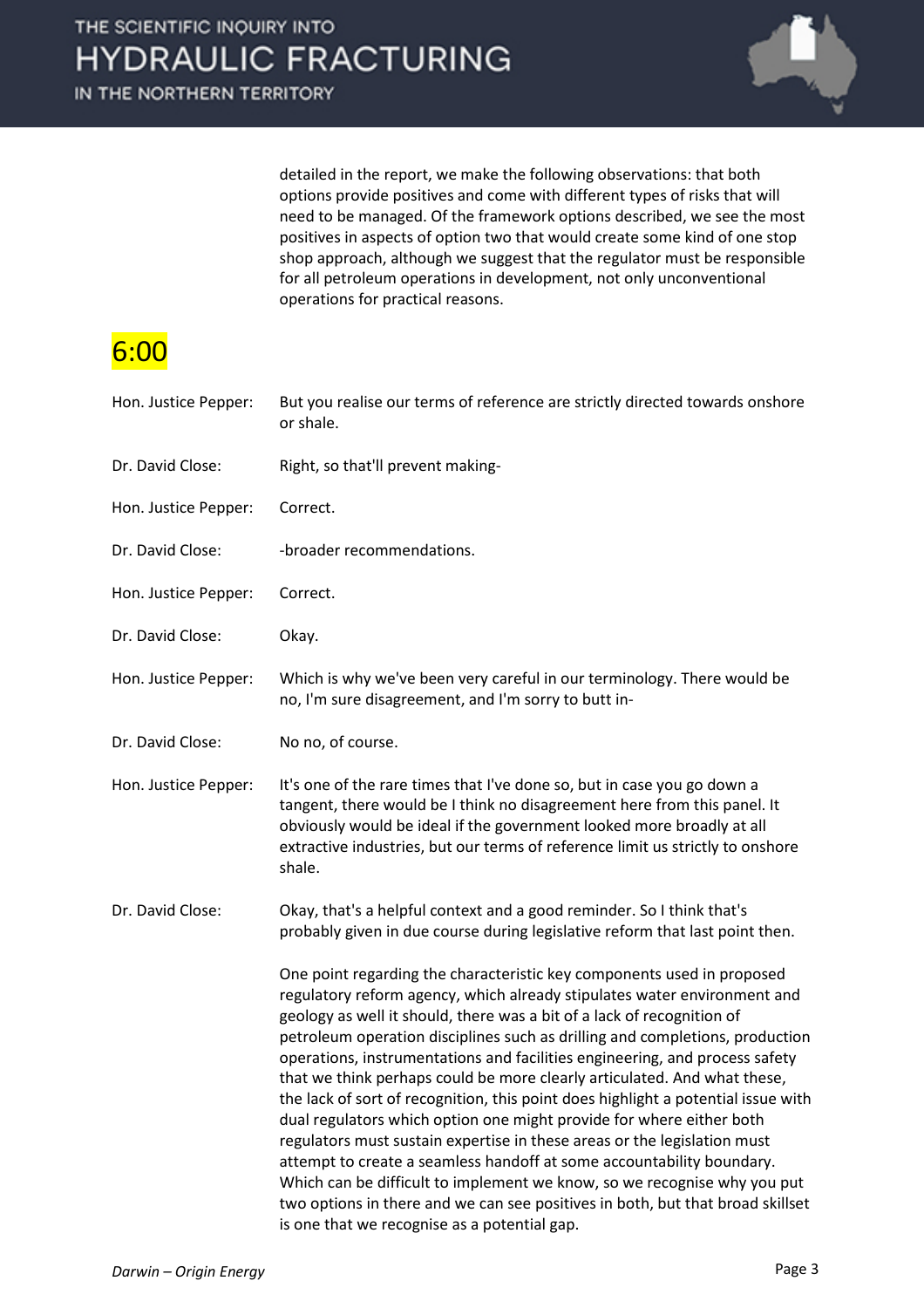detailed in the report, we make the following observations: that both options provide positives and come with different types of risks that will need to be managed. Of the framework options described, we see the most positives in aspects of option two that would create some kind of one stop shop approach, although we suggest that the regulator must be responsible for all petroleum operations in development, not only unconventional operations for practical reasons.

6:00

Hon. Justice Pepper: But you realise our terms of reference are strictly directed towards onshore or shale.

Dr. David Close: Right, so that'll prevent making-

Hon. Justice Pepper: Correct.

Dr. David Close: -broader recommendations.

Hon. Justice Pepper: Correct.

Dr. David Close: Okay.

Hon. Justice Pepper: Which is why we've been very careful in our terminology. There would be no, I'm sure disagreement, and I'm sorry to butt in-

Dr. David Close: No no, of course.

Hon. Justice Pepper: It's one of the rare times that I've done so, but in case you go down a tangent, there would be I think no disagreement here from this panel. It obviously would be ideal if the government looked more broadly at all extractive industries, but our terms of reference limit us strictly to onshore shale.

Dr. David Close: Okay, that's a helpful context and a good reminder. So I think that's probably given in due course during legislative reform that last point then.

One point regarding the characteristic key components used in proposed regulatory reform agency, which already stipulates water environment and geology as well it should, there was a bit of a lack of recognition of petroleum operation disciplines such as drilling and completions, production operations, instrumentations and facilities engineering, and process safety that we think perhaps could be more clearly articulated. And what these, the lack of sort of recognition, this point does highlight a potential issue with dual regulators which option one might provide for where either both regulators must sustain expertise in these areas or the legislation must attempt to create a seamless handoff at some accountability boundary. Which can be difficult to implement we know, so we recognise why you put two options in there and we can see positives in both, but that broad skillset is one that we recognise as a potential gap.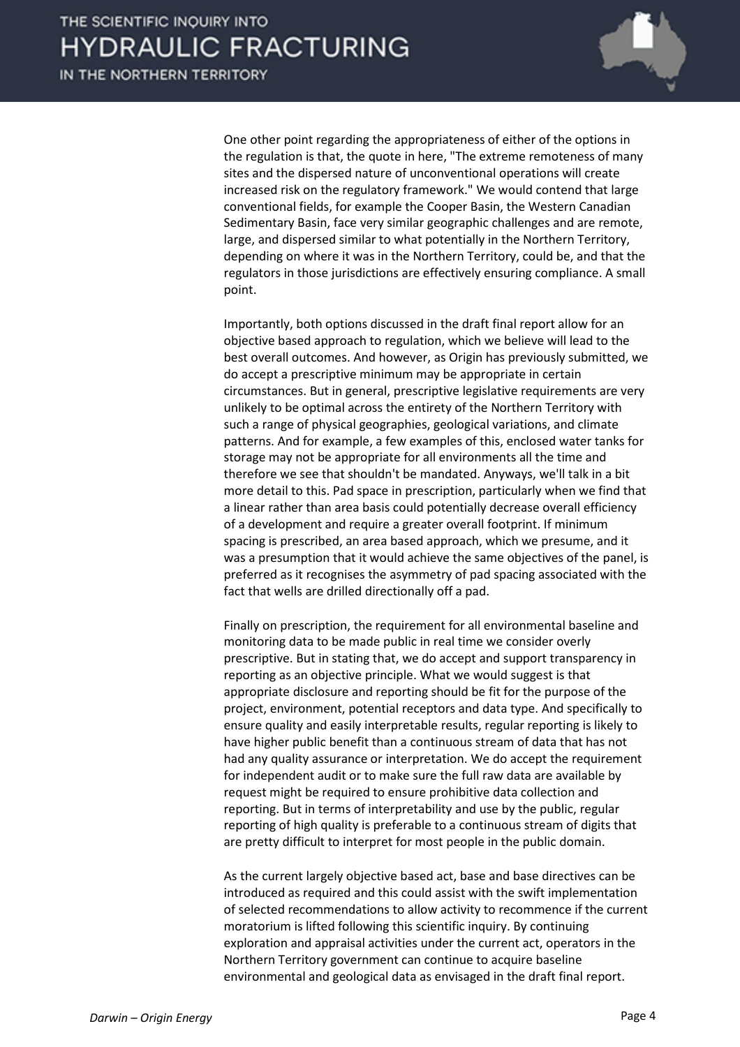One other point regarding the appropriateness of either of the options in the regulation is that, the quote in here, "The extreme remoteness of many sites and the dispersed nature of unconventional operations will create increased risk on the regulatory framework." We would contend that large conventional fields, for example the Cooper Basin, the Western Canadian Sedimentary Basin, face very similar geographic challenges and are remote, large, and dispersed similar to what potentially in the Northern Territory, depending on where it was in the Northern Territory, could be, and that the regulators in those jurisdictions are effectively ensuring compliance. A small point.

Importantly, both options discussed in the draft final report allow for an objective based approach to regulation, which we believe will lead to the best overall outcomes. And however, as Origin has previously submitted, we do accept a prescriptive minimum may be appropriate in certain circumstances. But in general, prescriptive legislative requirements are very unlikely to be optimal across the entirety of the Northern Territory with such a range of physical geographies, geological variations, and climate patterns. And for example, a few examples of this, enclosed water tanks for storage may not be appropriate for all environments all the time and therefore we see that shouldn't be mandated. Anyways, we'll talk in a bit more detail to this. Pad space in prescription, particularly when we find that a linear rather than area basis could potentially decrease overall efficiency of a development and require a greater overall footprint. If minimum spacing is prescribed, an area based approach, which we presume, and it was a presumption that it would achieve the same objectives of the panel, is preferred as it recognises the asymmetry of pad spacing associated with the fact that wells are drilled directionally off a pad.

Finally on prescription, the requirement for all environmental baseline and monitoring data to be made public in real time we consider overly prescriptive. But in stating that, we do accept and support transparency in reporting as an objective principle. What we would suggest is that appropriate disclosure and reporting should be fit for the purpose of the project, environment, potential receptors and data type. And specifically to ensure quality and easily interpretable results, regular reporting is likely to have higher public benefit than a continuous stream of data that has not had any quality assurance or interpretation. We do accept the requirement for independent audit or to make sure the full raw data are available by request might be required to ensure prohibitive data collection and reporting. But in terms of interpretability and use by the public, regular reporting of high quality is preferable to a continuous stream of digits that are pretty difficult to interpret for most people in the public domain.

As the current largely objective based act, base and base directives can be introduced as required and this could assist with the swift implementation of selected recommendations to allow activity to recommence if the current moratorium is lifted following this scientific inquiry. By continuing exploration and appraisal activities under the current act, operators in the Northern Territory government can continue to acquire baseline environmental and geological data as envisaged in the draft final report.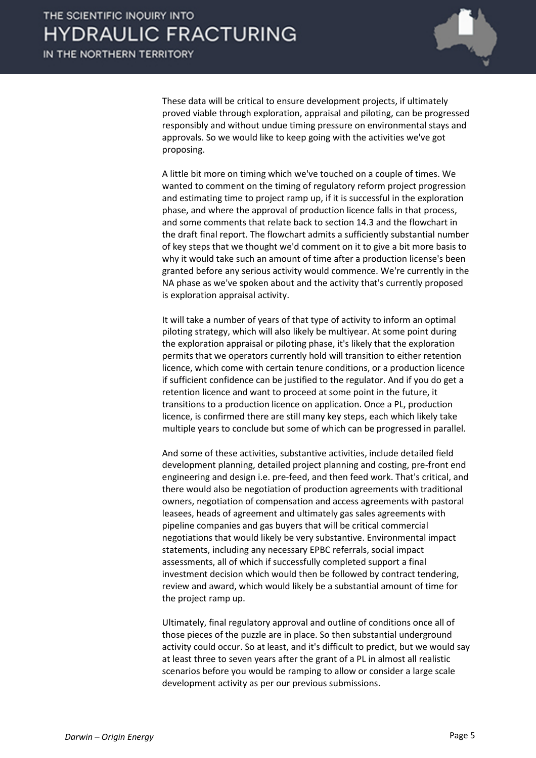These data will be critical to ensure development projects, if ultimately proved viable through exploration, appraisal and piloting, can be progressed responsibly and without undue timing pressure on environmental stays and approvals. So we would like to keep going with the activities we've got proposing.

A little bit more on timing which we've touched on a couple of times. We wanted to comment on the timing of regulatory reform project progression and estimating time to project ramp up, if it is successful in the exploration phase, and where the approval of production licence falls in that process, and some comments that relate back to section 14.3 and the flowchart in the draft final report. The flowchart admits a sufficiently substantial number of key steps that we thought we'd comment on it to give a bit more basis to why it would take such an amount of time after a production license's been granted before any serious activity would commence. We're currently in the NA phase as we've spoken about and the activity that's currently proposed is exploration appraisal activity.

It will take a number of years of that type of activity to inform an optimal piloting strategy, which will also likely be multiyear. At some point during the exploration appraisal or piloting phase, it's likely that the exploration permits that we operators currently hold will transition to either retention licence, which come with certain tenure conditions, or a production licence if sufficient confidence can be justified to the regulator. And if you do get a retention licence and want to proceed at some point in the future, it transitions to a production licence on application. Once a PL, production licence, is confirmed there are still many key steps, each which likely take multiple years to conclude but some of which can be progressed in parallel.

And some of these activities, substantive activities, include detailed field development planning, detailed project planning and costing, pre-front end engineering and design i.e. pre-feed, and then feed work. That's critical, and there would also be negotiation of production agreements with traditional owners, negotiation of compensation and access agreements with pastoral leasees, heads of agreement and ultimately gas sales agreements with pipeline companies and gas buyers that will be critical commercial negotiations that would likely be very substantive. Environmental impact statements, including any necessary EPBC referrals, social impact assessments, all of which if successfully completed support a final investment decision which would then be followed by contract tendering, review and award, which would likely be a substantial amount of time for the project ramp up.

Ultimately, final regulatory approval and outline of conditions once all of those pieces of the puzzle are in place. So then substantial underground activity could occur. So at least, and it's difficult to predict, but we would say at least three to seven years after the grant of a PL in almost all realistic scenarios before you would be ramping to allow or consider a large scale development activity as per our previous submissions.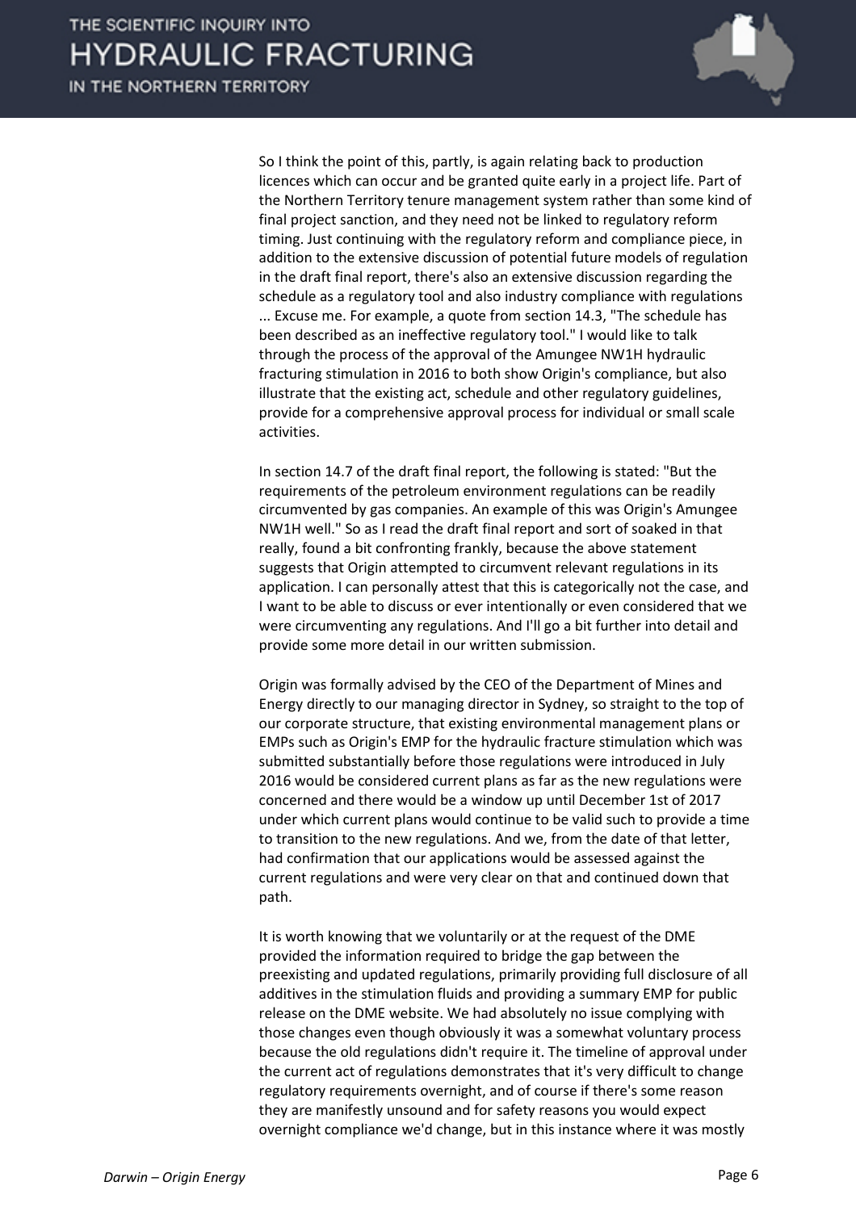So I think the point of this, partly, is again relating back to production licences which can occur and be granted quite early in a project life. Part of the Northern Territory tenure management system rather than some kind of final project sanction, and they need not be linked to regulatory reform timing. Just continuing with the regulatory reform and compliance piece, in addition to the extensive discussion of potential future models of regulation in the draft final report, there's also an extensive discussion regarding the schedule as a regulatory tool and also industry compliance with regulations ... Excuse me. For example, a quote from section 14.3, "The schedule has been described as an ineffective regulatory tool." I would like to talk through the process of the approval of the Amungee NW1H hydraulic fracturing stimulation in 2016 to both show Origin's compliance, but also illustrate that the existing act, schedule and other regulatory guidelines, provide for a comprehensive approval process for individual or small scale activities.

In section 14.7 of the draft final report, the following is stated: "But the requirements of the petroleum environment regulations can be readily circumvented by gas companies. An example of this was Origin's Amungee NW1H well." So as I read the draft final report and sort of soaked in that really, found a bit confronting frankly, because the above statement suggests that Origin attempted to circumvent relevant regulations in its application. I can personally attest that this is categorically not the case, and I want to be able to discuss or ever intentionally or even considered that we were circumventing any regulations. And I'll go a bit further into detail and provide some more detail in our written submission.

Origin was formally advised by the CEO of the Department of Mines and Energy directly to our managing director in Sydney, so straight to the top of our corporate structure, that existing environmental management plans or EMPs such as Origin's EMP for the hydraulic fracture stimulation which was submitted substantially before those regulations were introduced in July 2016 would be considered current plans as far as the new regulations were concerned and there would be a window up until December 1st of 2017 under which current plans would continue to be valid such to provide a time to transition to the new regulations. And we, from the date of that letter, had confirmation that our applications would be assessed against the current regulations and were very clear on that and continued down that path.

It is worth knowing that we voluntarily or at the request of the DME provided the information required to bridge the gap between the preexisting and updated regulations, primarily providing full disclosure of all additives in the stimulation fluids and providing a summary EMP for public release on the DME website. We had absolutely no issue complying with those changes even though obviously it was a somewhat voluntary process because the old regulations didn't require it. The timeline of approval under the current act of regulations demonstrates that it's very difficult to change regulatory requirements overnight, and of course if there's some reason they are manifestly unsound and for safety reasons you would expect overnight compliance we'd change, but in this instance where it was mostly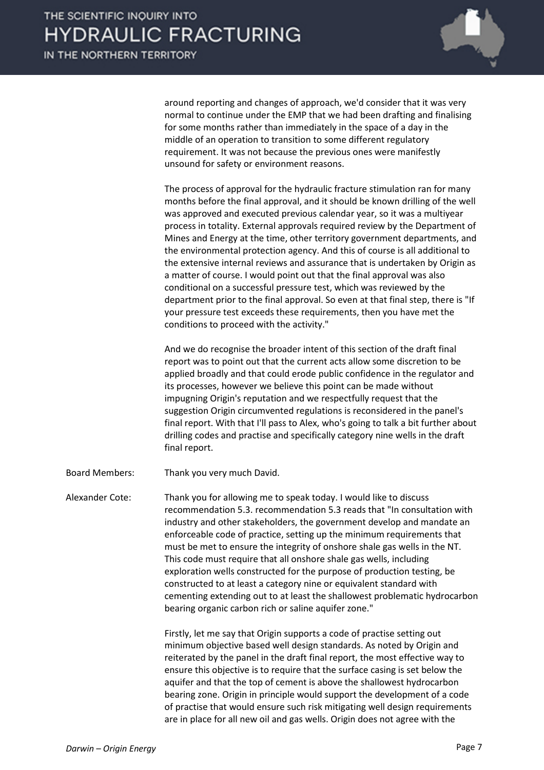around reporting and changes of approach, we'd consider that it was very normal to continue under the EMP that we had been drafting and finalising for some months rather than immediately in the space of a day in the middle of an operation to transition to some different regulatory requirement. It was not because the previous ones were manifestly unsound for safety or environment reasons.

The process of approval for the hydraulic fracture stimulation ran for many months before the final approval, and it should be known drilling of the well was approved and executed previous calendar year, so it was a multiyear process in totality. External approvals required review by the Department of Mines and Energy at the time, other territory government departments, and the environmental protection agency. And this of course is all additional to the extensive internal reviews and assurance that is undertaken by Origin as a matter of course. I would point out that the final approval was also conditional on a successful pressure test, which was reviewed by the department prior to the final approval. So even at that final step, there is "If your pressure test exceeds these requirements, then you have met the conditions to proceed with the activity."

And we do recognise the broader intent of this section of the draft final report was to point out that the current acts allow some discretion to be applied broadly and that could erode public confidence in the regulator and its processes, however we believe this point can be made without impugning Origin's reputation and we respectfully request that the suggestion Origin circumvented regulations is reconsidered in the panel's final report. With that I'll pass to Alex, who's going to talk a bit further about drilling codes and practise and specifically category nine wells in the draft final report.

Board Members: Thank you very much David.

Alexander Cote: Thank you for allowing me to speak today. I would like to discuss recommendation 5.3. recommendation 5.3 reads that "In consultation with industry and other stakeholders, the government develop and mandate an enforceable code of practice, setting up the minimum requirements that must be met to ensure the integrity of onshore shale gas wells in the NT. This code must require that all onshore shale gas wells, including exploration wells constructed for the purpose of production testing, be constructed to at least a category nine or equivalent standard with cementing extending out to at least the shallowest problematic hydrocarbon bearing organic carbon rich or saline aquifer zone."

Firstly, let me say that Origin supports a code of practise setting out minimum objective based well design standards. As noted by Origin and reiterated by the panel in the draft final report, the most effective way to ensure this objective is to require that the surface casing is set below the aquifer and that the top of cement is above the shallowest hydrocarbon bearing zone. Origin in principle would support the development of a code of practise that would ensure such risk mitigating well design requirements are in place for all new oil and gas wells. Origin does not agree with the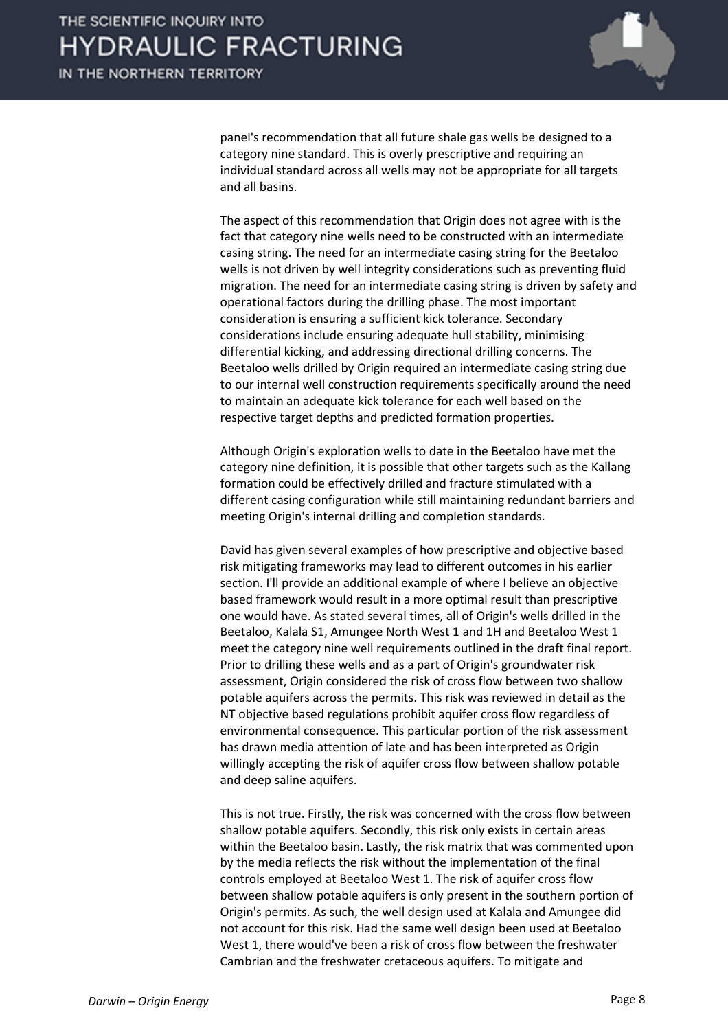panel's recommendation that all future shale gas wells be designed to a category nine standard. This is overly prescriptive and requiring an individual standard across all wells may not be appropriate for all targets and all basins.

The aspect of this recommendation that Origin does not agree with is the fact that category nine wells need to be constructed with an intermediate casing string. The need for an intermediate casing string for the Beetaloo wells is not driven by well integrity considerations such as preventing fluid migration. The need for an intermediate casing string is driven by safety and operational factors during the drilling phase. The most important consideration is ensuring a sufficient kick tolerance. Secondary considerations include ensuring adequate hull stability, minimising differential kicking, and addressing directional drilling concerns. The Beetaloo wells drilled by Origin required an intermediate casing string due to our internal well construction requirements specifically around the need to maintain an adequate kick tolerance for each well based on the respective target depths and predicted formation properties.

Although Origin's exploration wells to date in the Beetaloo have met the category nine definition, it is possible that other targets such as the Kallang formation could be effectively drilled and fracture stimulated with a different casing configuration while still maintaining redundant barriers and meeting Origin's internal drilling and completion standards.

David has given several examples of how prescriptive and objective based risk mitigating frameworks may lead to different outcomes in his earlier section. I'll provide an additional example of where I believe an objective based framework would result in a more optimal result than prescriptive one would have. As stated several times, all of Origin's wells drilled in the Beetaloo, Kalala S1, Amungee North West 1 and 1H and Beetaloo West 1 meet the category nine well requirements outlined in the draft final report. Prior to drilling these wells and as a part of Origin's groundwater risk assessment, Origin considered the risk of cross flow between two shallow potable aquifers across the permits. This risk was reviewed in detail as the NT objective based regulations prohibit aquifer cross flow regardless of environmental consequence. This particular portion of the risk assessment has drawn media attention of late and has been interpreted as Origin willingly accepting the risk of aquifer cross flow between shallow potable and deep saline aquifers.

This is not true. Firstly, the risk was concerned with the cross flow between shallow potable aquifers. Secondly, this risk only exists in certain areas within the Beetaloo basin. Lastly, the risk matrix that was commented upon by the media reflects the risk without the implementation of the final controls employed at Beetaloo West 1. The risk of aquifer cross flow between shallow potable aquifers is only present in the southern portion of Origin's permits. As such, the well design used at Kalala and Amungee did not account for this risk. Had the same well design been used at Beetaloo West 1, there would've been a risk of cross flow between the freshwater Cambrian and the freshwater cretaceous aquifers. To mitigate and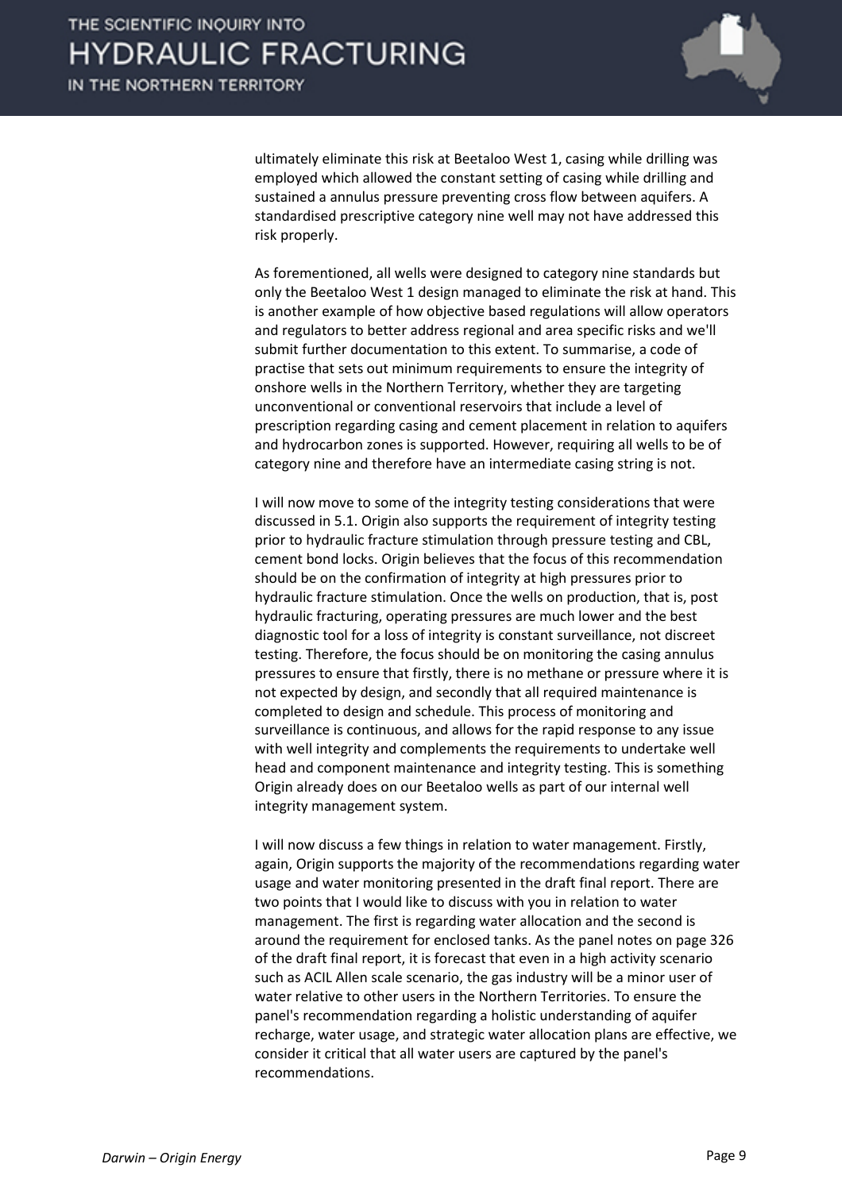ultimately eliminate this risk at Beetaloo West 1, casing while drilling was employed which allowed the constant setting of casing while drilling and sustained a annulus pressure preventing cross flow between aquifers. A standardised prescriptive category nine well may not have addressed this risk properly.

As forementioned, all wells were designed to category nine standards but only the Beetaloo West 1 design managed to eliminate the risk at hand. This is another example of how objective based regulations will allow operators and regulators to better address regional and area specific risks and we'll submit further documentation to this extent. To summarise, a code of practise that sets out minimum requirements to ensure the integrity of onshore wells in the Northern Territory, whether they are targeting unconventional or conventional reservoirs that include a level of prescription regarding casing and cement placement in relation to aquifers and hydrocarbon zones is supported. However, requiring all wells to be of category nine and therefore have an intermediate casing string is not.

I will now move to some of the integrity testing considerations that were discussed in 5.1. Origin also supports the requirement of integrity testing prior to hydraulic fracture stimulation through pressure testing and CBL, cement bond locks. Origin believes that the focus of this recommendation should be on the confirmation of integrity at high pressures prior to hydraulic fracture stimulation. Once the wells on production, that is, post hydraulic fracturing, operating pressures are much lower and the best diagnostic tool for a loss of integrity is constant surveillance, not discreet testing. Therefore, the focus should be on monitoring the casing annulus pressures to ensure that firstly, there is no methane or pressure where it is not expected by design, and secondly that all required maintenance is completed to design and schedule. This process of monitoring and surveillance is continuous, and allows for the rapid response to any issue with well integrity and complements the requirements to undertake well head and component maintenance and integrity testing. This is something Origin already does on our Beetaloo wells as part of our internal well integrity management system.

I will now discuss a few things in relation to water management. Firstly, again, Origin supports the majority of the recommendations regarding water usage and water monitoring presented in the draft final report. There are two points that I would like to discuss with you in relation to water management. The first is regarding water allocation and the second is around the requirement for enclosed tanks. As the panel notes on page 326 of the draft final report, it is forecast that even in a high activity scenario such as ACIL Allen scale scenario, the gas industry will be a minor user of water relative to other users in the Northern Territories. To ensure the panel's recommendation regarding a holistic understanding of aquifer recharge, water usage, and strategic water allocation plans are effective, we consider it critical that all water users are captured by the panel's recommendations.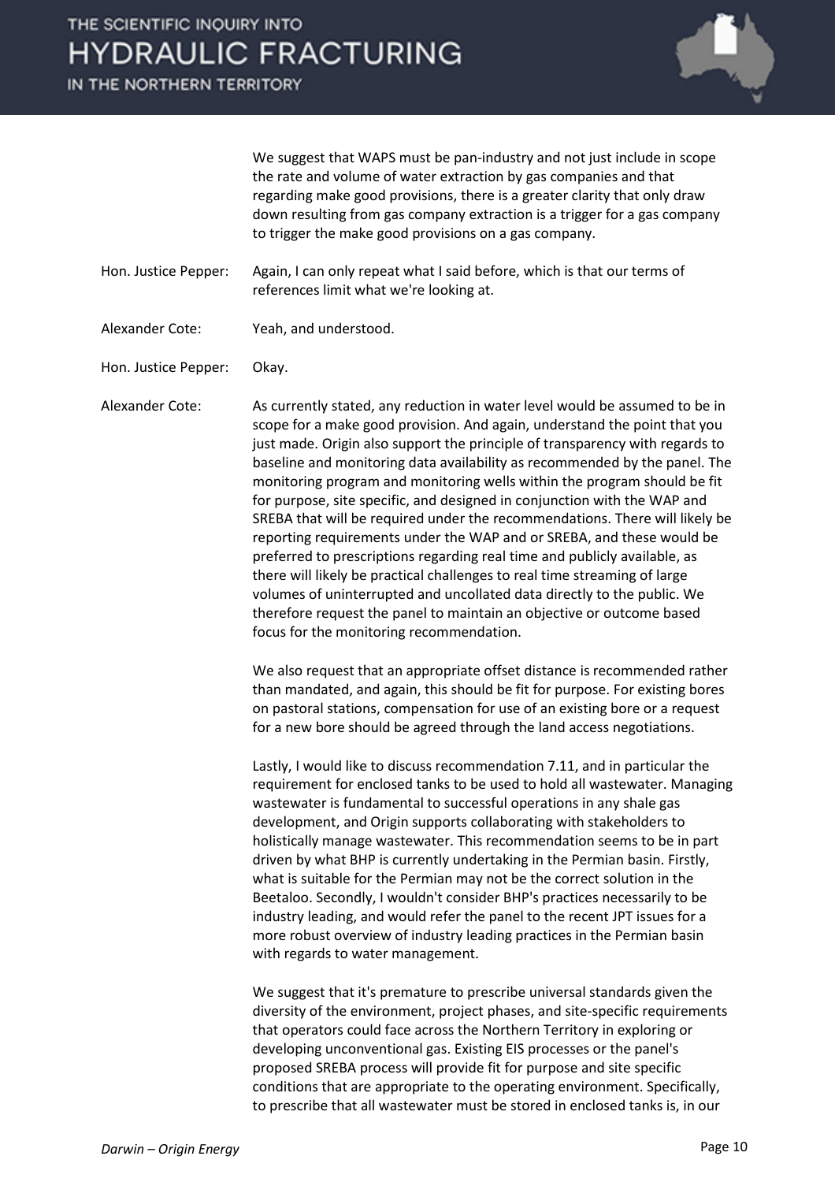We suggest that WAPS must be pan-industry and not just include in scope the rate and volume of water extraction by gas companies and that regarding make good provisions, there is a greater clarity that only draw down resulting from gas company extraction is a trigger for a gas company to trigger the make good provisions on a gas company.

**Hon. Justice Pepper:** Again, I can only repeat what I said before, which is that our terms of references limit what we're looking at.

**Alexander Cote:** Yeah, and understood.

**Hon. Justice Pepper:** Okay.

**Alexander Cote:** As currently stated, any reduction in water level would be assumed to be in scope for a make good provision. And again, understand the point that you just made. Origin also support the principle of transparency with regards to baseline and monitoring data availability as recommended by the panel. The monitoring program and monitoring wells within the program should be fit for purpose, site specific, and designed in conjunction with the WAP and SREBA that will be required under the recommendations. There will likely be reporting requirements under the WAP and or SREBA, and these would be preferred to prescriptions regarding real time and publicly available, as there will likely be practical challenges to real time streaming of large volumes of uninterrupted and uncollated data directly to the public. We therefore request the panel to maintain an objective or outcome based focus for the monitoring recommendation.

We also request that an appropriate offset distance is recommended rather than mandated, and again, this should be fit for purpose. For existing bores on pastoral stations, compensation for use of an existing bore or a request for a new bore should be agreed through the land access negotiations.

Lastly, I would like to discuss recommendation 7.11, and in particular the requirement for enclosed tanks to be used to hold all wastewater. Managing wastewater is fundamental to successful operations in any shale gas development, and Origin supports collaborating with stakeholders to holistically manage wastewater. This recommendation seems to be in part driven by what BHP is currently undertaking in the Permian basin. Firstly, what is suitable for the Permian may not be the correct solution in the Beetaloo. Secondly, I wouldn't consider BHP's practices necessarily to be industry leading, and would refer the panel to the recent JPT issues for a more robust overview of industry leading practices in the Permian basin with regards to water management.

We suggest that it's premature to prescribe universal standards given the diversity of the environment, project phases, and site-specific requirements that operators could face across the Northern Territory in exploring or developing unconventional gas. Existing EIS processes or the panel's proposed SREBA process will provide fit for purpose and site specific conditions that are appropriate to the operating environment. Specifically, to prescribe that all wastewater must be stored in enclosed tanks is, in our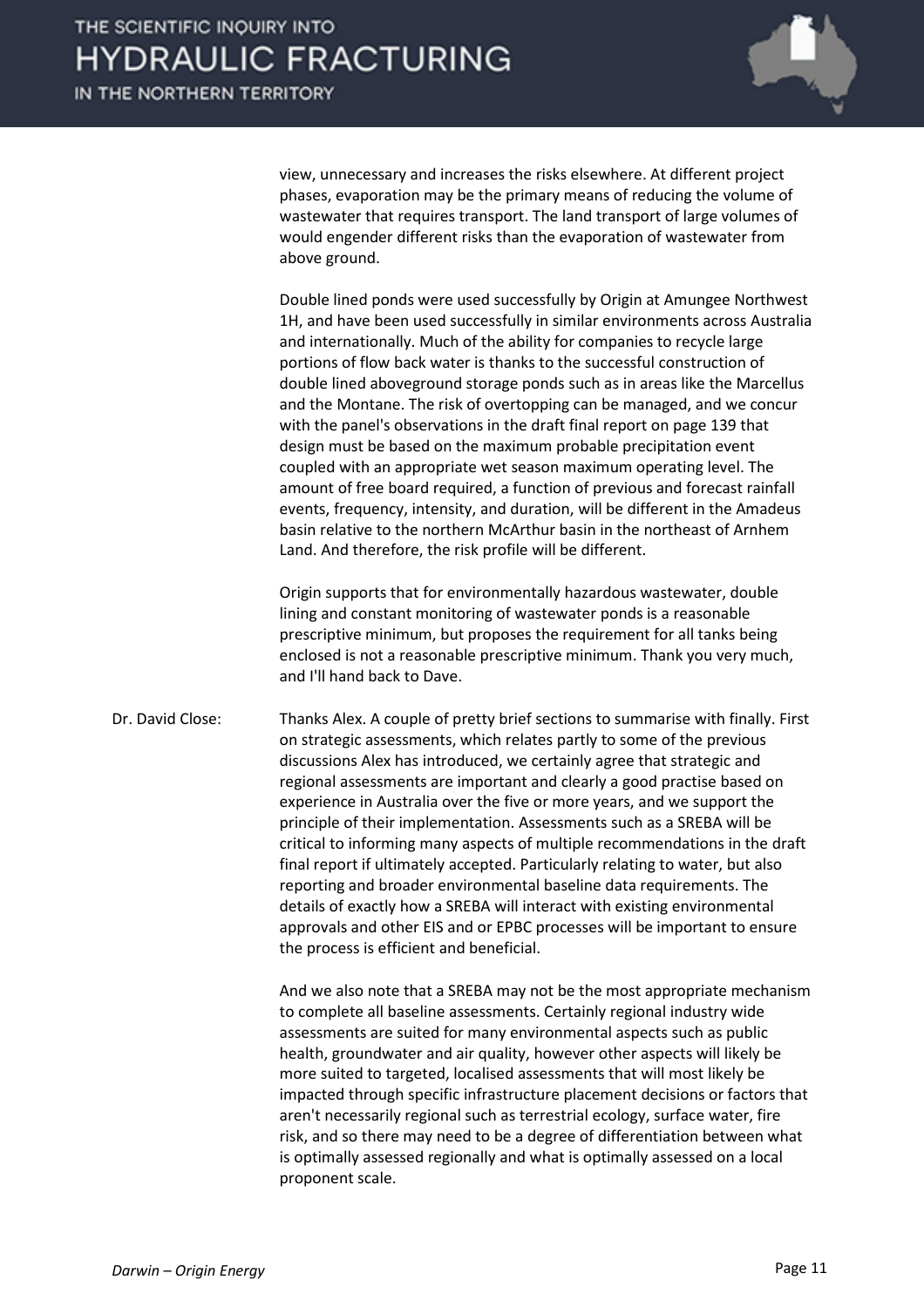view, unnecessary and increases the risks elsewhere. At different project phases, evaporation may be the primary means of reducing the volume of wastewater that requires transport. The land transport of large volumes of would engender different risks than the evaporation of wastewater from above ground.

Double lined ponds were used successfully by Origin at Amungee Northwest 1H, and have been used successfully in similar environments across Australia and internationally. Much of the ability for companies to recycle large portions of flow back water is thanks to the successful construction of double lined aboveground storage ponds such as in areas like the Marcellus and the Montane. The risk of overtopping can be managed, and we concur with the panel's observations in the draft final report on page 139 that design must be based on the maximum probable precipitation event coupled with an appropriate wet season maximum operating level. The amount of free board required, a function of previous and forecast rainfall events, frequency, intensity, and duration, will be different in the Amadeus basin relative to the northern McArthur basin in the northeast of Arnhem Land. And therefore, the risk profile will be different.

Origin supports that for environmentally hazardous wastewater, double lining and constant monitoring of wastewater ponds is a reasonable prescriptive minimum, but proposes the requirement for all tanks being enclosed is not a reasonable prescriptive minimum. Thank you very much, and I'll hand back to Dave.

Dr. David Close: Thanks Alex. A couple of pretty brief sections to summarise with finally. First on strategic assessments, which relates partly to some of the previous discussions Alex has introduced, we certainly agree that strategic and regional assessments are important and clearly a good practise based on experience in Australia over the five or more years, and we support the principle of their implementation. Assessments such as a SREBA will be critical to informing many aspects of multiple recommendations in the draft final report if ultimately accepted. Particularly relating to water, but also reporting and broader environmental baseline data requirements. The details of exactly how a SREBA will interact with existing environmental approvals and other EIS and or EPBC processes will be important to ensure the process is efficient and beneficial.

And we also note that a SREBA may not be the most appropriate mechanism to complete all baseline assessments. Certainly regional industry wide assessments are suited for many environmental aspects such as public health, groundwater and air quality, however other aspects will likely be more suited to targeted, localised assessments that will most likely be impacted through specific infrastructure placement decisions or factors that aren't necessarily regional such as terrestrial ecology, surface water, fire risk, and so there may need to be a degree of differentiation between what is optimally assessed regionally and what is optimally assessed on a local proponent scale.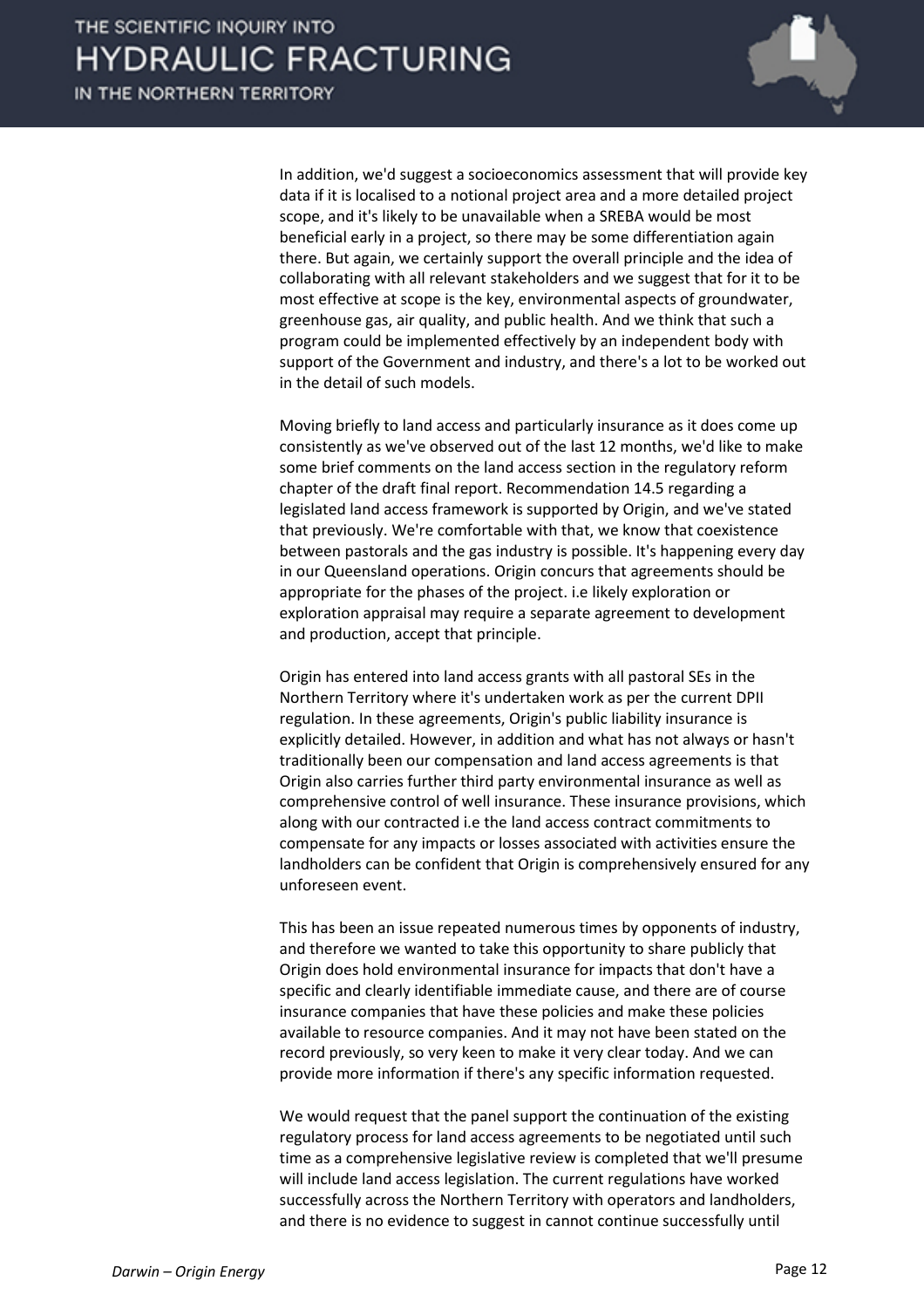In addition, we'd suggest a socioeconomics assessment that will provide key data if it is localised to a notional project area and a more detailed project scope, and it's likely to be unavailable when a SREBA would be most beneficial early in a project, so there may be some differentiation again there. But again, we certainly support the overall principle and the idea of collaborating with all relevant stakeholders and we suggest that for it to be most effective at scope is the key, environmental aspects of groundwater, greenhouse gas, air quality, and public health. And we think that such a program could be implemented effectively by an independent body with support of the Government and industry, and there's a lot to be worked out in the detail of such models.

Moving briefly to land access and particularly insurance as it does come up consistently as we've observed out of the last 12 months, we'd like to make some brief comments on the land access section in the regulatory reform chapter of the draft final report. Recommendation 14.5 regarding a legislated land access framework is supported by Origin, and we've stated that previously. We're comfortable with that, we know that coexistence between pastorals and the gas industry is possible. It's happening every day in our Queensland operations. Origin concurs that agreements should be appropriate for the phases of the project. i.e likely exploration or exploration appraisal may require a separate agreement to development and production, accept that principle.

Origin has entered into land access grants with all pastoral SEs in the Northern Territory where it's undertaken work as per the current DPII regulation. In these agreements, Origin's public liability insurance is explicitly detailed. However, in addition and what has not always or hasn't traditionally been our compensation and land access agreements is that Origin also carries further third party environmental insurance as well as comprehensive control of well insurance. These insurance provisions, which along with our contracted i.e the land access contract commitments to compensate for any impacts or losses associated with activities ensure the landholders can be confident that Origin is comprehensively ensured for any unforeseen event.

This has been an issue repeated numerous times by opponents of industry, and therefore we wanted to take this opportunity to share publicly that Origin does hold environmental insurance for impacts that don't have a specific and clearly identifiable immediate cause, and there are of course insurance companies that have these policies and make these policies available to resource companies. And it may not have been stated on the record previously, so very keen to make it very clear today. And we can provide more information if there's any specific information requested.

We would request that the panel support the continuation of the existing regulatory process for land access agreements to be negotiated until such time as a comprehensive legislative review is completed that we'll presume will include land access legislation. The current regulations have worked successfully across the Northern Territory with operators and landholders, and there is no evidence to suggest in cannot continue successfully until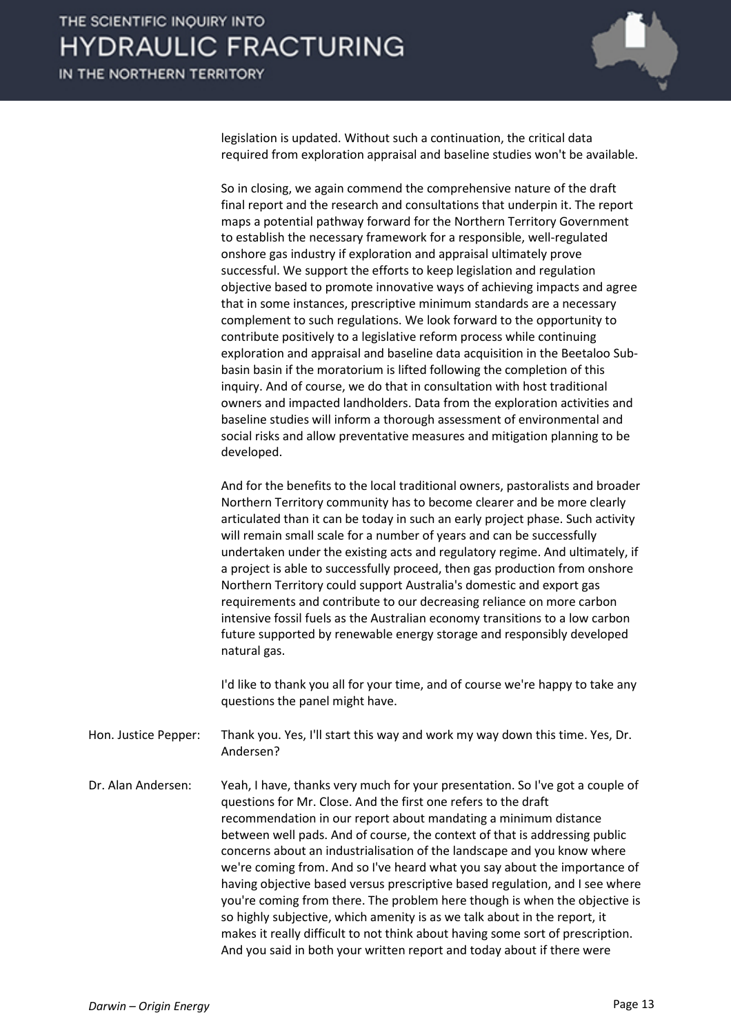legislation is updated. Without such a continuation, the critical data required from exploration appraisal and baseline studies won't be available.

So in closing, we again commend the comprehensive nature of the draft final report and the research and consultations that underpin it. The report maps a potential pathway forward for the Northern Territory Government to establish the necessary framework for a responsible, well-regulated onshore gas industry if exploration and appraisal ultimately prove successful. We support the efforts to keep legislation and regulation objective based to promote innovative ways of achieving impacts and agree that in some instances, prescriptive minimum standards are a necessary complement to such regulations. We look forward to the opportunity to contribute positively to a legislative reform process while continuing exploration and appraisal and baseline data acquisition in the Beetaloo Sub-basin basin if the moratorium is lifted following the completion of this inquiry. And of course, we do that in consultation with host traditional owners and impacted landholders. Data from the exploration activities and baseline studies will inform a thorough assessment of environmental and social risks and allow preventative measures and mitigation planning to be developed.

And for the benefits to the local traditional owners, pastoralists and broader Northern Territory community has to become clearer and be more clearly articulated than it can be today in such an early project phase. Such activity will remain small scale for a number of years and can be successfully undertaken under the existing acts and regulatory regime. And ultimately, if a project is able to successfully proceed, then gas production from onshore Northern Territory could support Australia's domestic and export gas requirements and contribute to our decreasing reliance on more carbon intensive fossil fuels as the Australian economy transitions to a low carbon future supported by renewable energy storage and responsibly developed natural gas.

I'd like to thank you all for your time, and of course we're happy to take any questions the panel might have.

Hon. Justice Pepper: Thank you. Yes, I'll start this way and work my way down this time. Yes, Dr. Andersen?

Dr. Alan Andersen: Yeah, I have, thanks very much for your presentation. So I've got a couple of questions for Mr. Close. And the first one refers to the draft recommendation in our report about mandating a minimum distance between well pads. And of course, the context of that is addressing public concerns about an industrialisation of the landscape and you know where we're coming from. And so I've heard what you say about the importance of having objective based versus prescriptive based regulation, and I see where you're coming from there. The problem here though is when the objective is so highly subjective, which amenity is as we talk about in the report, it makes it really difficult to not think about having some sort of prescription. And you said in both your written report and today about if there were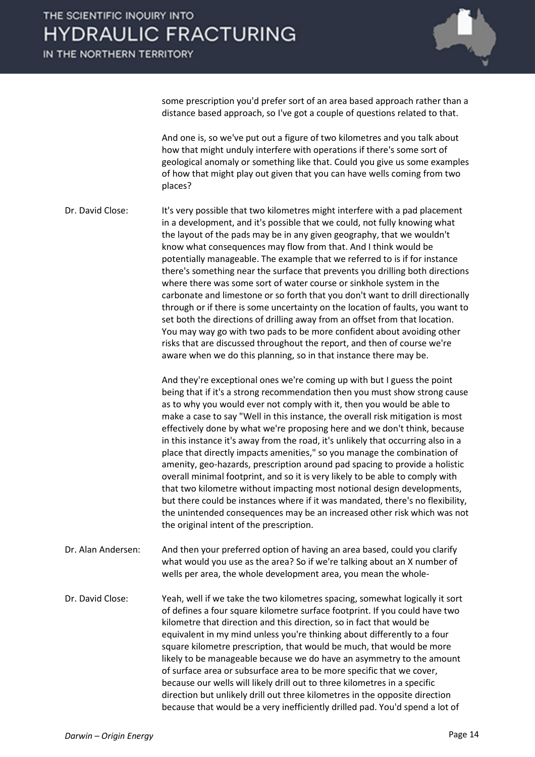some prescription you'd prefer sort of an area based approach rather than a distance based approach, so I've got a couple of questions related to that.

And one is, so we've put out a figure of two kilometres and you talk about how that might unduly interfere with operations if there's some sort of geological anomaly or something like that. Could you give us some examples of how that might play out given that you can have wells coming from two places?

**Dr. David Close:** It's very possible that two kilometres might interfere with a pad placement in a development, and it's possible that we could, not fully knowing what the layout of the pads may be in any given geography, that we wouldn't know what consequences may flow from that. And I think would be potentially manageable. The example that we referred to is if for instance there's something near the surface that prevents you drilling both directions where there was some sort of water course or sinkhole system in the carbonate and limestone or so forth that you don't want to drill directionally through or if there is some uncertainty on the location of faults, you want to set both the directions of drilling away from an offset from that location. You may way go with two pads to be more confident about avoiding other risks that are discussed throughout the report, and then of course we're aware when we do this planning, so in that instance there may be.

And they're exceptional ones we're coming up with but I guess the point being that if it's a strong recommendation then you must show strong cause as to why you would ever not comply with it, then you would be able to make a case to say "Well in this instance, the overall risk mitigation is most effectively done by what we're proposing here and we don't think, because in this instance it's away from the road, it's unlikely that occurring also in a place that directly impacts amenities," so you manage the combination of amenity, geo-hazards, prescription around pad spacing to provide a holistic overall minimal footprint, and so it is very likely to be able to comply with that two kilometre without impacting most notional design developments, but there could be instances where if it was mandated, there's no flexibility, the unintended consequences may be an increased other risk which was not the original intent of the prescription.

**Dr. Alan Andersen:** And then your preferred option of having an area based, could you clarify what would you use as the area? So if we're talking about an X number of wells per area, the whole development area, you mean the whole-

**Dr. David Close:** Yeah, well if we take the two kilometres spacing, somewhat logically it sort of defines a four square kilometre surface footprint. If you could have two kilometre that direction and this direction, so in fact that would be equivalent in my mind unless you're thinking about differently to a four square kilometre prescription, that would be much, that would be more likely to be manageable because we do have an asymmetry to the amount of surface area or subsurface area to be more specific that we cover, because our wells will likely drill out to three kilometres in a specific direction but unlikely drill out three kilometres in the opposite direction because that would be a very inefficiently drilled pad. You'd spend a lot of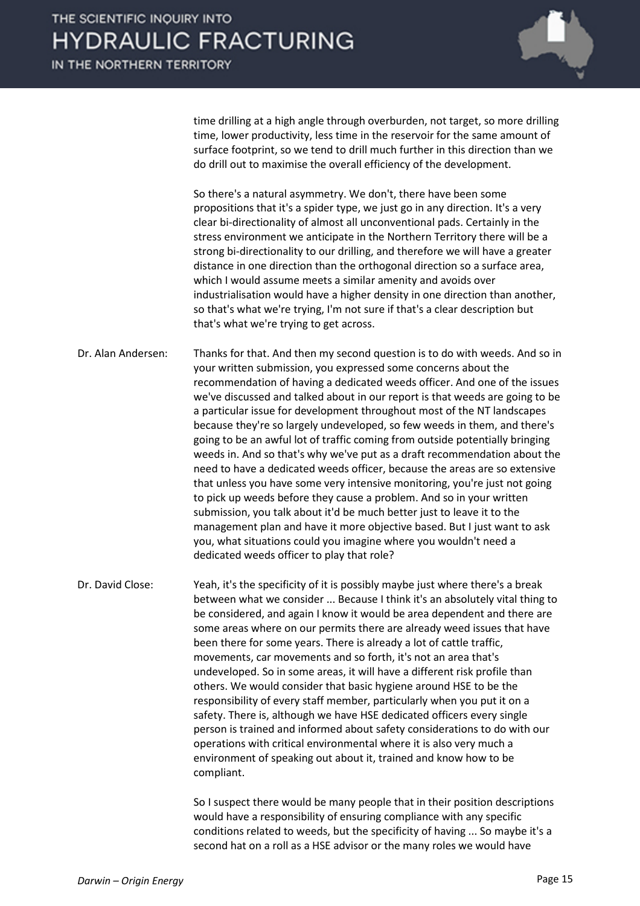time drilling at a high angle through overburden, not target, so more drilling time, lower productivity, less time in the reservoir for the same amount of surface footprint, so we tend to drill much further in this direction than we do drill out to maximise the overall efficiency of the development.

So there's a natural asymmetry. We don't, there have been some propositions that it's a spider type, we just go in any direction. It's a very clear bi-directionality of almost all unconventional pads. Certainly in the stress environment we anticipate in the Northern Territory there will be a strong bi-directionality to our drilling, and therefore we will have a greater distance in one direction than the orthogonal direction so a surface area, which I would assume meets a similar amenity and avoids over industrialisation would have a higher density in one direction than another, so that's what we're trying, I'm not sure if that's a clear description but that's what we're trying to get across.

**Dr. Alan Andersen:** Thanks for that. And then my second question is to do with weeds. And so in your written submission, you expressed some concerns about the recommendation of having a dedicated weeds officer. And one of the issues we've discussed and talked about in our report is that weeds are going to be a particular issue for development throughout most of the NT landscapes because they're so largely undeveloped, so few weeds in them, and there's going to be an awful lot of traffic coming from outside potentially bringing weeds in. And so that's why we've put as a draft recommendation about the need to have a dedicated weeds officer, because the areas are so extensive that unless you have some very intensive monitoring, you're just not going to pick up weeds before they cause a problem. And so in your written submission, you talk about it'd be much better just to leave it to the management plan and have it more objective based. But I just want to ask you, what situations could you imagine where you wouldn't need a dedicated weeds officer to play that role?

**Dr. David Close:** Yeah, it's the specificity of it is possibly maybe just where there's a break between what we consider ... Because I think it's an absolutely vital thing to be considered, and again I know it would be area dependent and there are some areas where on our permits there are already weed issues that have been there for some years. There is already a lot of cattle traffic, movements, car movements and so forth, it's not an area that's undeveloped. So in some areas, it will have a different risk profile than others. We would consider that basic hygiene around HSE to be the responsibility of every staff member, particularly when you put it on a safety. There is, although we have HSE dedicated officers every single person is trained and informed about safety considerations to do with our operations with critical environmental where it is also very much a environment of speaking out about it, trained and know how to be compliant.

So I suspect there would be many people that in their position descriptions would have a responsibility of ensuring compliance with any specific conditions related to weeds, but the specificity of having ... So maybe it's a second hat on a roll as a HSE advisor or the many roles we would have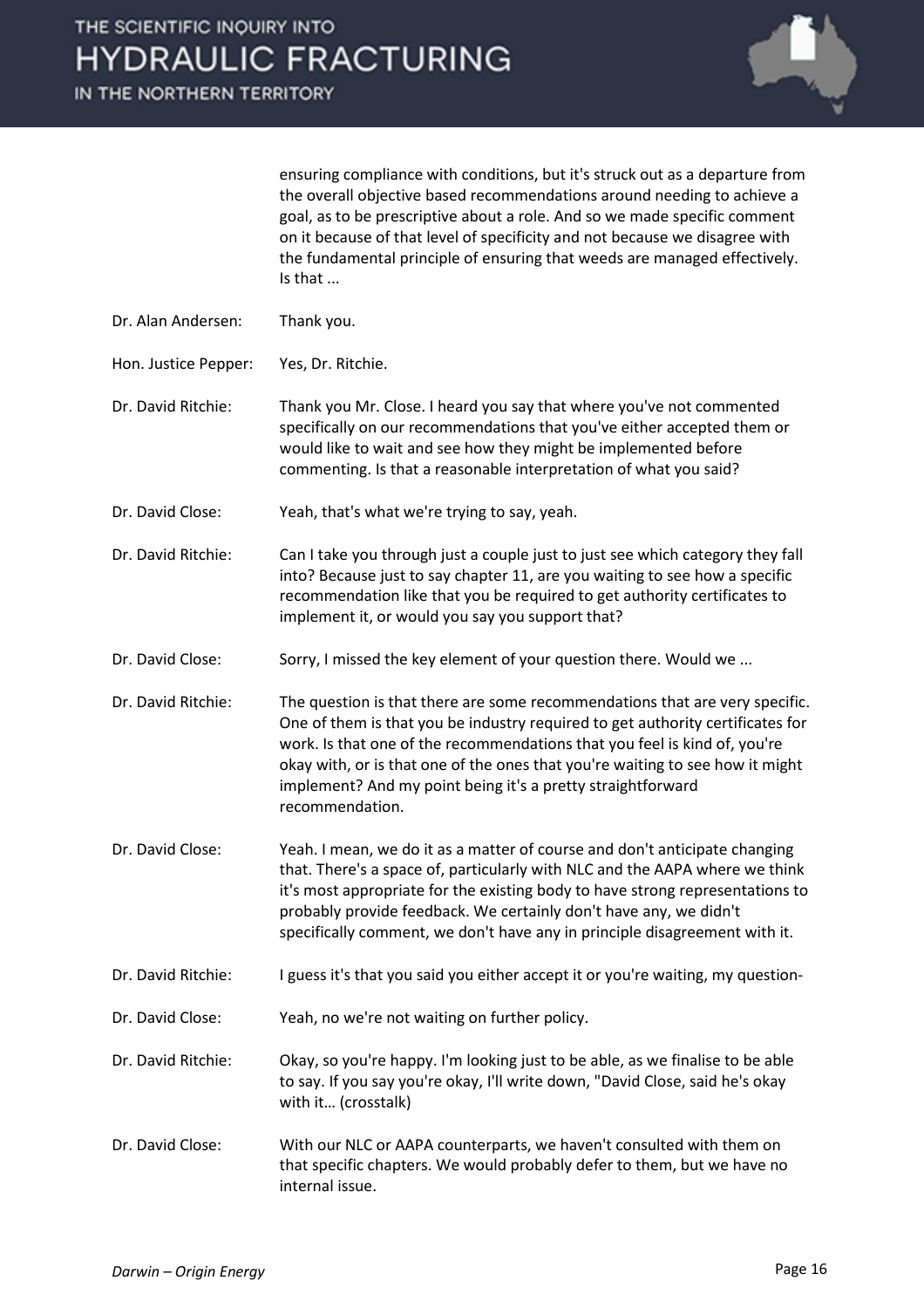ensuring compliance with conditions, but it's struck out as a departure from the overall objective based recommendations around needing to achieve a goal, as to be prescriptive about a role. And so we made specific comment on it because of that level of specificity and not because we disagree with the fundamental principle of ensuring that weeds are managed effectively. Is that ...

**Dr. Alan Andersen:** Thank you.

**Hon. Justice Pepper:** Yes, Dr. Ritchie.

**Dr. David Ritchie:** Thank you Mr. Close. I heard you say that where you've not commented specifically on our recommendations that you've either accepted them or would like to wait and see how they might be implemented before commenting. Is that a reasonable interpretation of what you said?

**Dr. David Close:** Yeah, that's what we're trying to say, yeah.

**Dr. David Ritchie:** Can I take you through just a couple just to just see which category they fall into? Because just to say chapter 11, are you waiting to see how a specific recommendation like that you be required to get authority certificates to implement it, or would you say you support that?

**Dr. David Close:** Sorry, I missed the key element of your question there. Would we ...

**Dr. David Ritchie:** The question is that there are some recommendations that are very specific. One of them is that you be industry required to get authority certificates for work. Is that one of the recommendations that you feel is kind of, you're okay with, or is that one of the ones that you're waiting to see how it might implement? And my point being it's a pretty straightforward recommendation.

**Dr. David Close:** Yeah. I mean, we do it as a matter of course and don't anticipate changing that. There's a space of, particularly with NLC and the AAPA where we think it's most appropriate for the existing body to have strong representations to probably provide feedback. We certainly don't have any, we didn't specifically comment, we don't have any in principle disagreement with it.

**Dr. David Ritchie:** I guess it's that you said you either accept it or you're waiting, my question-

**Dr. David Close:** Yeah, no we're not waiting on further policy.

**Dr. David Ritchie:** Okay, so you're happy. I'm looking just to be able, as we finalise to be able to say. If you say you're okay, I'll write down, "David Close, said he's okay with it… (crosstalk)

**Dr. David Close:** With our NLC or AAPA counterparts, we haven't consulted with them on that specific chapters. We would probably defer to them, but we have no internal issue.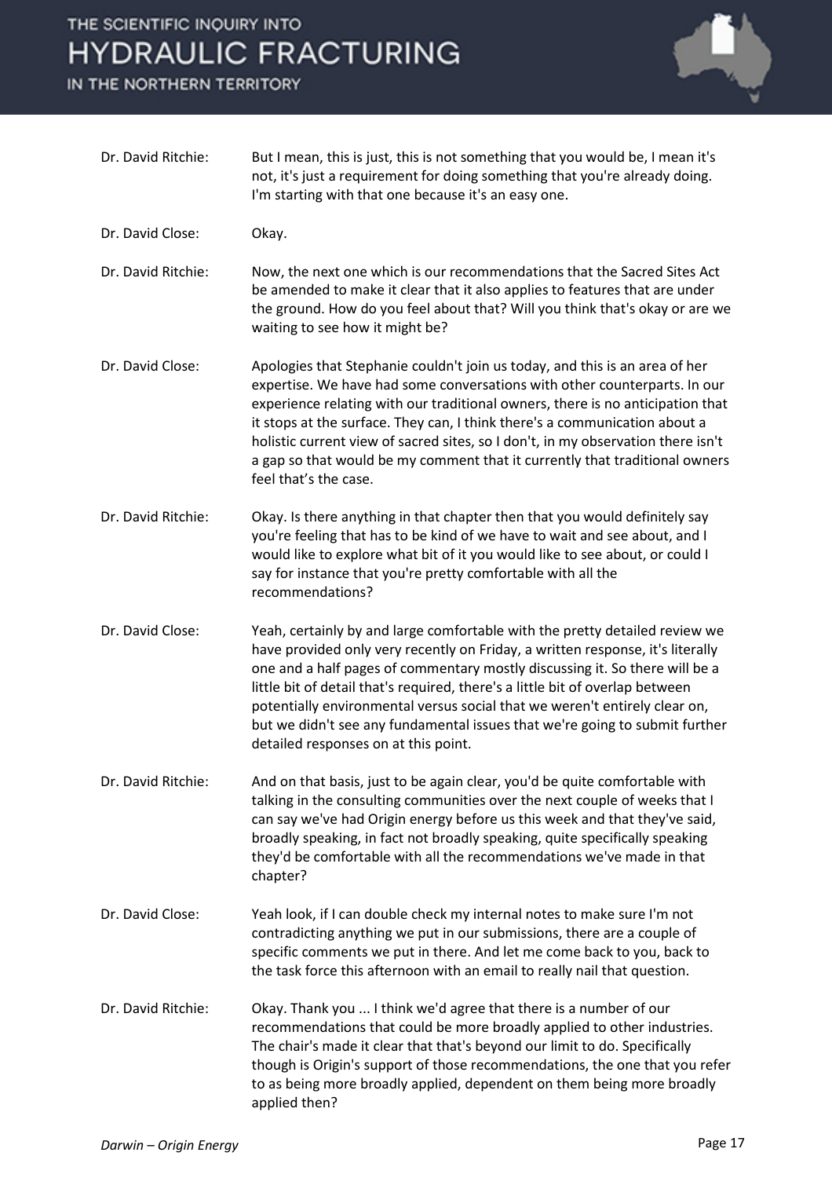Dr. David Ritchie: But I mean, this is just, this is not something that you would be, I mean it's not, it's just a requirement for doing something that you're already doing. I'm starting with that one because it's an easy one.

Dr. David Close: Okay.

Dr. David Ritchie: Now, the next one which is our recommendations that the Sacred Sites Act be amended to make it clear that it also applies to features that are under the ground. How do you feel about that? Will you think that's okay or are we waiting to see how it might be?

Dr. David Close: Apologies that Stephanie couldn't join us today, and this is an area of her expertise. We have had some conversations with other counterparts. In our experience relating with our traditional owners, there is no anticipation that it stops at the surface. They can, I think there's a communication about a holistic current view of sacred sites, so I don't, in my observation there isn't a gap so that would be my comment that it currently that traditional owners feel that's the case.

Dr. David Ritchie: Okay. Is there anything in that chapter then that you would definitely say you're feeling that has to be kind of we have to wait and see about, and I would like to explore what bit of it you would like to see about, or could I say for instance that you're pretty comfortable with all the recommendations?

Dr. David Close: Yeah, certainly by and large comfortable with the pretty detailed review we have provided only very recently on Friday, a written response, it's literally one and a half pages of commentary mostly discussing it. So there will be a little bit of detail that's required, there's a little bit of overlap between potentially environmental versus social that we weren't entirely clear on, but we didn't see any fundamental issues that we're going to submit further detailed responses on at this point.

Dr. David Ritchie: And on that basis, just to be again clear, you'd be quite comfortable with talking in the consulting communities over the next couple of weeks that I can say we've had Origin energy before us this week and that they've said, broadly speaking, in fact not broadly speaking, quite specifically speaking they'd be comfortable with all the recommendations we've made in that chapter?

Dr. David Close: Yeah look, if I can double check my internal notes to make sure I'm not contradicting anything we put in our submissions, there are a couple of specific comments we put in there. And let me come back to you, back to the task force this afternoon with an email to really nail that question.

Dr. David Ritchie: Okay. Thank you ... I think we'd agree that there is a number of our recommendations that could be more broadly applied to other industries. The chair's made it clear that that's beyond our limit to do. Specifically though is Origin's support of those recommendations, the one that you refer to as being more broadly applied, dependent on them being more broadly applied then?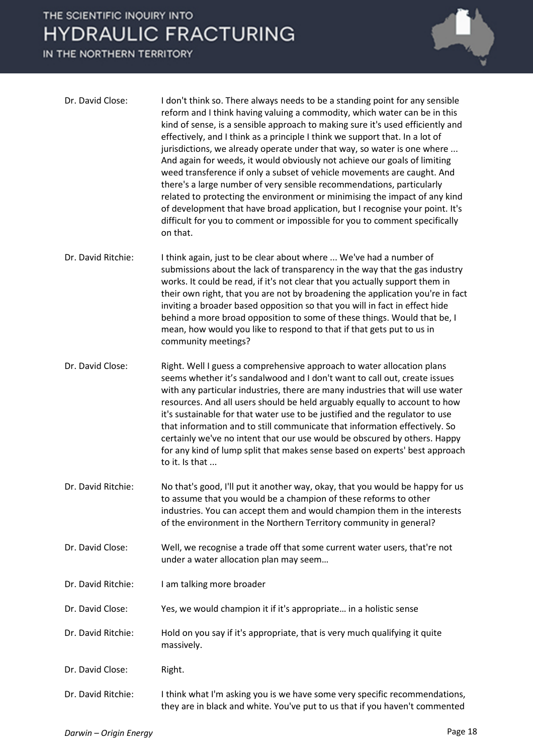Dr. David Close: I don't think so. There always needs to be a standing point for any sensible reform and I think having valuing a commodity, which water can be in this kind of sense, is a sensible approach to making sure it's used efficiently and effectively, and I think as a principle I think we support that. In a lot of jurisdictions, we already operate under that way, so water is one where ... And again for weeds, it would obviously not achieve our goals of limiting weed transference if only a subset of vehicle movements are caught. And there's a large number of very sensible recommendations, particularly related to protecting the environment or minimising the impact of any kind of development that have broad application, but I recognise your point. It's difficult for you to comment or impossible for you to comment specifically on that.

Dr. David Ritchie: I think again, just to be clear about where ... We've had a number of submissions about the lack of transparency in the way that the gas industry works. It could be read, if it's not clear that you actually support them in their own right, that you are not by broadening the application you're in fact inviting a broader based opposition so that you will in fact in effect hide behind a more broad opposition to some of these things. Would that be, I mean, how would you like to respond to that if that gets put to us in community meetings?

Dr. David Close: Right. Well I guess a comprehensive approach to water allocation plans seems whether it's sandalwood and I don't want to call out, create issues with any particular industries, there are many industries that will use water resources. And all users should be held arguably equally to account to how it's sustainable for that water use to be justified and the regulator to use that information and to still communicate that information effectively. So certainly we've no intent that our use would be obscured by others. Happy for any kind of lump split that makes sense based on experts' best approach to it. Is that ...

Dr. David Ritchie: No that's good, I'll put it another way, okay, that you would be happy for us to assume that you would be a champion of these reforms to other industries. You can accept them and would champion them in the interests of the environment in the Northern Territory community in general?

Dr. David Close: Well, we recognise a trade off that some current water users, that're not under a water allocation plan may seem…

Dr. David Ritchie: I am talking more broader

Dr. David Close: Yes, we would champion it if it's appropriate… in a holistic sense

Dr. David Ritchie: Hold on you say if it's appropriate, that is very much qualifying it quite massively.

Dr. David Close: Right.

Dr. David Ritchie: I think what I'm asking you is we have some very specific recommendations, they are in black and white. You've put to us that if you haven't commented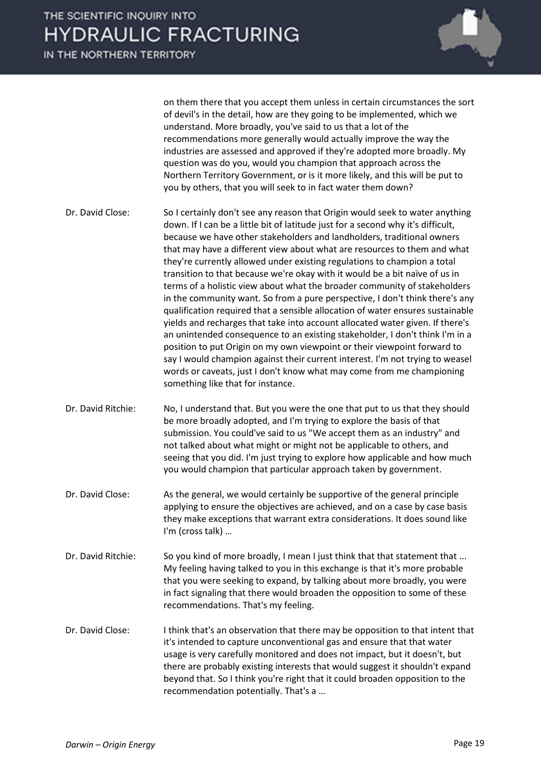on them there that you accept them unless in certain circumstances the sort of devil's in the detail, how are they going to be implemented, which we understand. More broadly, you've said to us that a lot of the recommendations more generally would actually improve the way the industries are assessed and approved if they're adopted more broadly. My question was do you, would you champion that approach across the Northern Territory Government, or is it more likely, and this will be put to you by others, that you will seek to in fact water them down?

**Dr. David Close:** So I certainly don't see any reason that Origin would seek to water anything down. If I can be a little bit of latitude just for a second why it's difficult, because we have other stakeholders and landholders, traditional owners that may have a different view about what are resources to them and what they're currently allowed under existing regulations to champion a total transition to that because we're okay with it would be a bit naïve of us in terms of a holistic view about what the broader community of stakeholders in the community want. So from a pure perspective, I don't think there's any qualification required that a sensible allocation of water ensures sustainable yields and recharges that take into account allocated water given. If there's an unintended consequence to an existing stakeholder, I don't think I'm in a position to put Origin on my own viewpoint or their viewpoint forward to say I would champion against their current interest. I'm not trying to weasel words or caveats, just I don't know what may come from me championing something like that for instance.

**Dr. David Ritchie:** No, I understand that. But you were the one that put to us that they should be more broadly adopted, and I'm trying to explore the basis of that submission. You could've said to us "We accept them as an industry" and not talked about what might or might not be applicable to others, and seeing that you did. I'm just trying to explore how applicable and how much you would champion that particular approach taken by government.

**Dr. David Close:** As the general, we would certainly be supportive of the general principle applying to ensure the objectives are achieved, and on a case by case basis they make exceptions that warrant extra considerations. It does sound like I'm (cross talk) …

**Dr. David Ritchie:** So you kind of more broadly, I mean I just think that that statement that ... My feeling having talked to you in this exchange is that it's more probable that you were seeking to expand, by talking about more broadly, you were in fact signaling that there would broaden the opposition to some of these recommendations. That's my feeling.

**Dr. David Close:** I think that's an observation that there may be opposition to that intent that it's intended to capture unconventional gas and ensure that that water usage is very carefully monitored and does not impact, but it doesn't, but there are probably existing interests that would suggest it shouldn't expand beyond that. So I think you're right that it could broaden opposition to the recommendation potentially. That's a …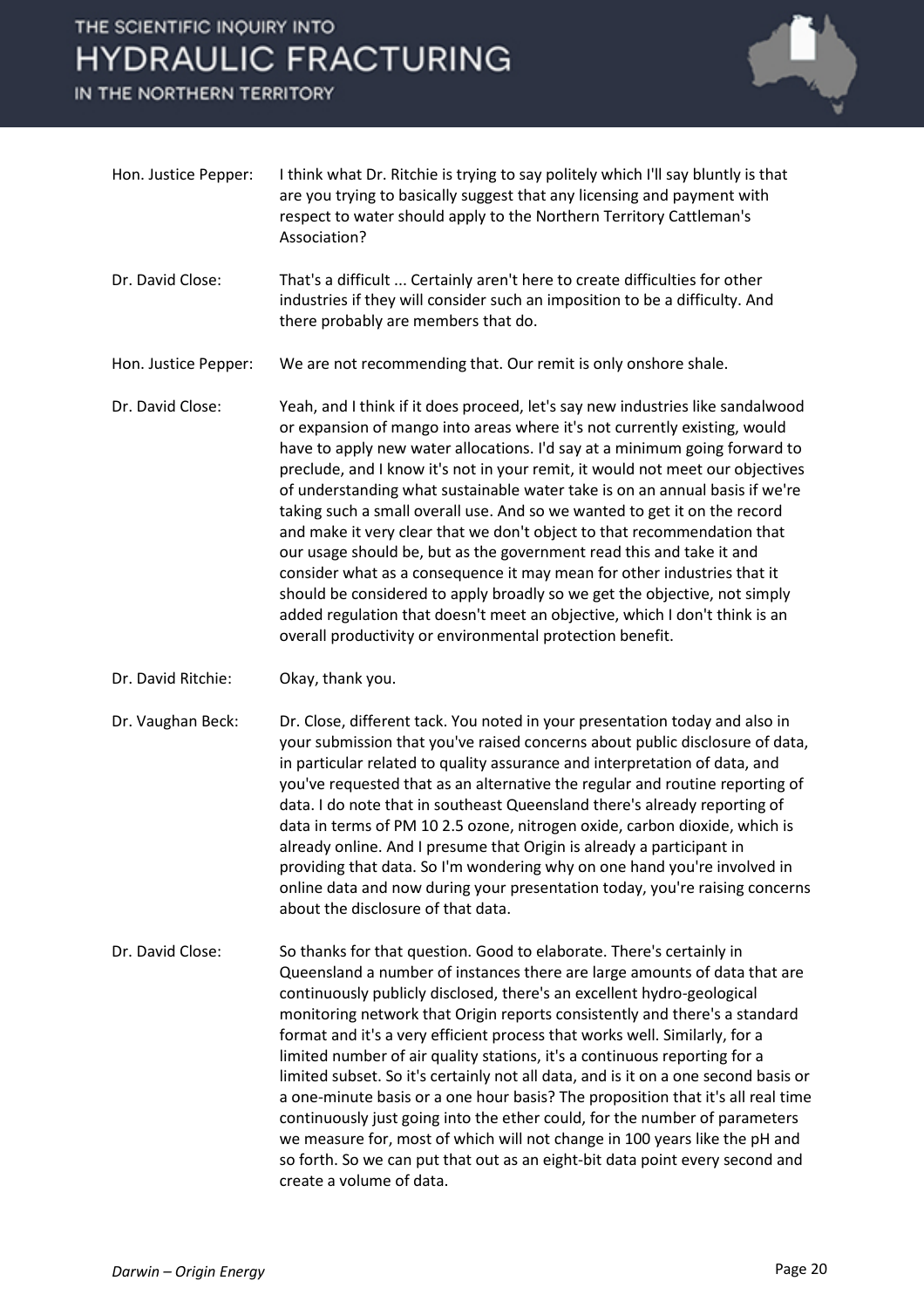**Hon. Justice Pepper:** I think what Dr. Ritchie is trying to say politely which I'll say bluntly is that are you trying to basically suggest that any licensing and payment with respect to water should apply to the Northern Territory Cattleman's Association?

**Dr. David Close:** That's a difficult ... Certainly aren't here to create difficulties for other industries if they will consider such an imposition to be a difficulty. And there probably are members that do.

**Hon. Justice Pepper:** We are not recommending that. Our remit is only onshore shale.

**Dr. David Close:** Yeah, and I think if it does proceed, let's say new industries like sandalwood or expansion of mango into areas where it's not currently existing, would have to apply new water allocations. I'd say at a minimum going forward to preclude, and I know it's not in your remit, it would not meet our objectives of understanding what sustainable water take is on an annual basis if we're taking such a small overall use. And so we wanted to get it on the record and make it very clear that we don't object to that recommendation that our usage should be, but as the government read this and take it and consider what as a consequence it may mean for other industries that it should be considered to apply broadly so we get the objective, not simply added regulation that doesn't meet an objective, which I don't think is an overall productivity or environmental protection benefit.

**Dr. David Ritchie:** Okay, thank you.

**Dr. Vaughan Beck:** Dr. Close, different tack. You noted in your presentation today and also in your submission that you've raised concerns about public disclosure of data, in particular related to quality assurance and interpretation of data, and you've requested that as an alternative the regular and routine reporting of data. I do note that in southeast Queensland there's already reporting of data in terms of PM 10 2.5 ozone, nitrogen oxide, carbon dioxide, which is already online. And I presume that Origin is already a participant in providing that data. So I'm wondering why on one hand you're involved in online data and now during your presentation today, you're raising concerns about the disclosure of that data.

**Dr. David Close:** So thanks for that question. Good to elaborate. There's certainly in Queensland a number of instances there are large amounts of data that are continuously publicly disclosed, there's an excellent hydro-geological monitoring network that Origin reports consistently and there's a standard format and it's a very efficient process that works well. Similarly, for a limited number of air quality stations, it's a continuous reporting for a limited subset. So it's certainly not all data, and is it on a one second basis or a one-minute basis or a one hour basis? The proposition that it's all real time continuously just going into the ether could, for the number of parameters we measure for, most of which will not change in 100 years like the pH and so forth. So we can put that out as an eight-bit data point every second and create a volume of data.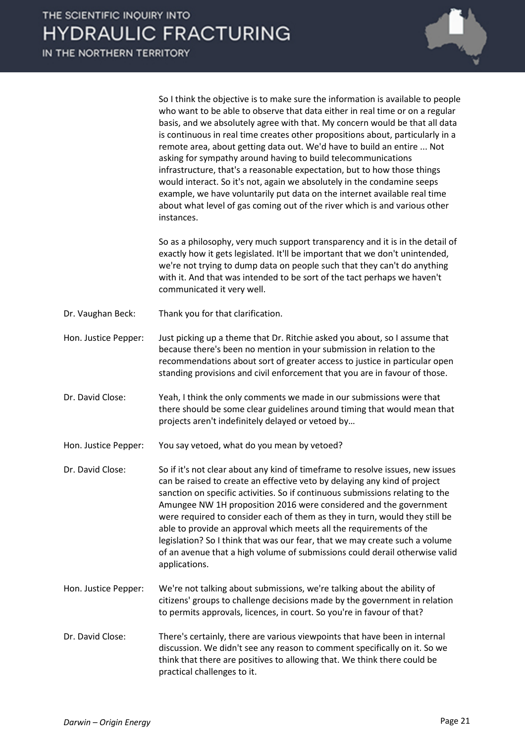So I think the objective is to make sure the information is available to people who want to be able to observe that data either in real time or on a regular basis, and we absolutely agree with that. My concern would be that all data is continuous in real time creates other propositions about, particularly in a remote area, about getting data out. We'd have to build an entire ... Not asking for sympathy around having to build telecommunications infrastructure, that's a reasonable expectation, but to how those things would interact. So it's not, again we absolutely in the condamine seeps example, we have voluntarily put data on the internet available real time about what level of gas coming out of the river which is and various other instances.

So as a philosophy, very much support transparency and it is in the detail of exactly how it gets legislated. It'll be important that we don't unintended, we're not trying to dump data on people such that they can't do anything with it. And that was intended to be sort of the tact perhaps we haven't communicated it very well.

**Dr. Vaughan Beck:** Thank you for that clarification.

**Hon. Justice Pepper:** Just picking up a theme that Dr. Ritchie asked you about, so I assume that because there's been no mention in your submission in relation to the recommendations about sort of greater access to justice in particular open standing provisions and civil enforcement that you are in favour of those.

**Dr. David Close:** Yeah, I think the only comments we made in our submissions were that there should be some clear guidelines around timing that would mean that projects aren't indefinitely delayed or vetoed by…

**Hon. Justice Pepper:** You say vetoed, what do you mean by vetoed?

**Dr. David Close:** So if it's not clear about any kind of timeframe to resolve issues, new issues can be raised to create an effective veto by delaying any kind of project sanction on specific activities. So if continuous submissions relating to the Amungee NW 1H proposition 2016 were considered and the government were required to consider each of them as they in turn, would they still be able to provide an approval which meets all the requirements of the legislation? So I think that was our fear, that we may create such a volume of an avenue that a high volume of submissions could derail otherwise valid applications.

**Hon. Justice Pepper:** We're not talking about submissions, we're talking about the ability of citizens' groups to challenge decisions made by the government in relation to permits approvals, licences, in court. So you're in favour of that?

**Dr. David Close:** There's certainly, there are various viewpoints that have been in internal discussion. We didn't see any reason to comment specifically on it. So we think that there are positives to allowing that. We think there could be practical challenges to it.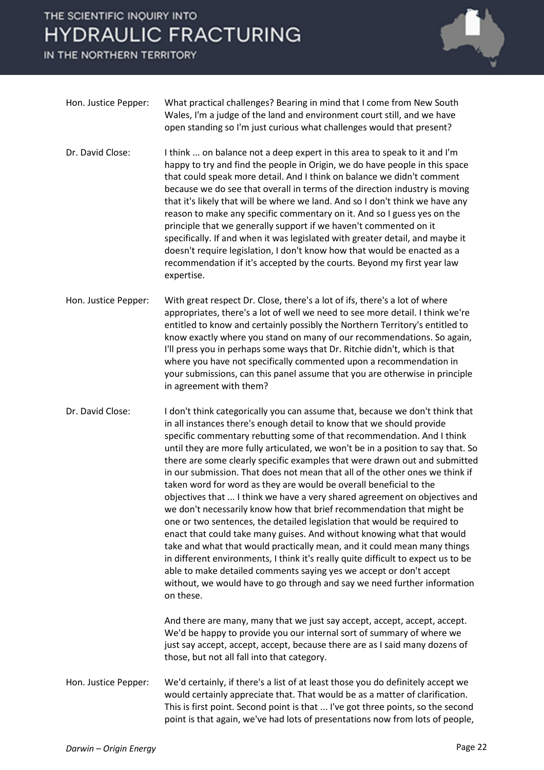Hon. Justice Pepper: What practical challenges? Bearing in mind that I come from New South Wales, I'm a judge of the land and environment court still, and we have open standing so I'm just curious what challenges would that present?

Dr. David Close: I think ... on balance not a deep expert in this area to speak to it and I'm happy to try and find the people in Origin, we do have people in this space that could speak more detail. And I think on balance we didn't comment because we do see that overall in terms of the direction industry is moving that it's likely that will be where we land. And so I don't think we have any reason to make any specific commentary on it. And so I guess yes on the principle that we generally support if we haven't commented on it specifically. If and when it was legislated with greater detail, and maybe it doesn't require legislation, I don't know how that would be enacted as a recommendation if it's accepted by the courts. Beyond my first year law expertise.

Hon. Justice Pepper: With great respect Dr. Close, there's a lot of ifs, there's a lot of where appropriates, there's a lot of well we need to see more detail. I think we're entitled to know and certainly possibly the Northern Territory's entitled to know exactly where you stand on many of our recommendations. So again, I'll press you in perhaps some ways that Dr. Ritchie didn't, which is that where you have not specifically commented upon a recommendation in your submissions, can this panel assume that you are otherwise in principle in agreement with them?

Dr. David Close: I don't think categorically you can assume that, because we don't think that in all instances there's enough detail to know that we should provide specific commentary rebutting some of that recommendation. And I think until they are more fully articulated, we won't be in a position to say that. So there are some clearly specific examples that were drawn out and submitted in our submission. That does not mean that all of the other ones we think if taken word for word as they are would be overall beneficial to the objectives that ... I think we have a very shared agreement on objectives and we don't necessarily know how that brief recommendation that might be one or two sentences, the detailed legislation that would be required to enact that could take many guises. And without knowing what that would take and what that would practically mean, and it could mean many things in different environments, I think it's really quite difficult to expect us to be able to make detailed comments saying yes we accept or don't accept without, we would have to go through and say we need further information on these.

And there are many, many that we just say accept, accept, accept, accept. We'd be happy to provide you our internal sort of summary of where we just say accept, accept, accept, because there are as I said many dozens of those, but not all fall into that category.

Hon. Justice Pepper: We'd certainly, if there's a list of at least those you do definitely accept we would certainly appreciate that. That would be as a matter of clarification. This is first point. Second point is that ... I've got three points, so the second point is that again, we've had lots of presentations now from lots of people,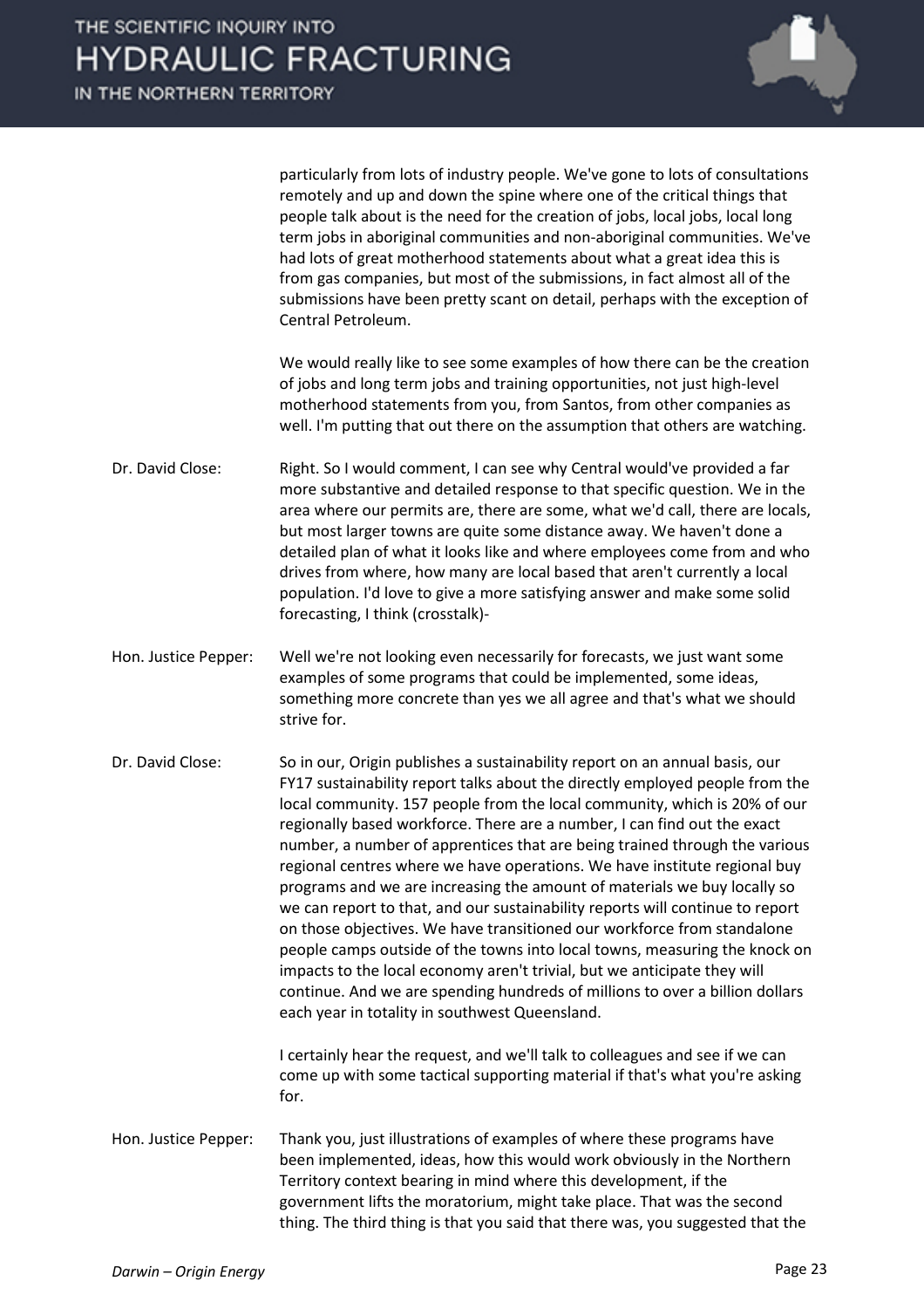particularly from lots of industry people. We've gone to lots of consultations remotely and up and down the spine where one of the critical things that people talk about is the need for the creation of jobs, local jobs, local long term jobs in aboriginal communities and non-aboriginal communities. We've had lots of great motherhood statements about what a great idea this is from gas companies, but most of the submissions, in fact almost all of the submissions have been pretty scant on detail, perhaps with the exception of Central Petroleum.

We would really like to see some examples of how there can be the creation of jobs and long term jobs and training opportunities, not just high-level motherhood statements from you, from Santos, from other companies as well. I'm putting that out there on the assumption that others are watching.

**Dr. David Close:** Right. So I would comment, I can see why Central would've provided a far more substantive and detailed response to that specific question. We in the area where our permits are, there are some, what we'd call, there are locals, but most larger towns are quite some distance away. We haven't done a detailed plan of what it looks like and where employees come from and who drives from where, how many are local based that aren't currently a local population. I'd love to give a more satisfying answer and make some solid forecasting, I think (crosstalk)-

**Hon. Justice Pepper:** Well we're not looking even necessarily for forecasts, we just want some examples of some programs that could be implemented, some ideas, something more concrete than yes we all agree and that's what we should strive for.

**Dr. David Close:** So in our, Origin publishes a sustainability report on an annual basis, our FY17 sustainability report talks about the directly employed people from the local community. 157 people from the local community, which is 20% of our regionally based workforce. There are a number, I can find out the exact number, a number of apprentices that are being trained through the various regional centres where we have operations. We have institute regional buy programs and we are increasing the amount of materials we buy locally so we can report to that, and our sustainability reports will continue to report on those objectives. We have transitioned our workforce from standalone people camps outside of the towns into local towns, measuring the knock on impacts to the local economy aren't trivial, but we anticipate they will continue. And we are spending hundreds of millions to over a billion dollars each year in totality in southwest Queensland.

I certainly hear the request, and we'll talk to colleagues and see if we can come up with some tactical supporting material if that's what you're asking for.

**Hon. Justice Pepper:** Thank you, just illustrations of examples of where these programs have been implemented, ideas, how this would work obviously in the Northern Territory context bearing in mind where this development, if the government lifts the moratorium, might take place. That was the second thing. The third thing is that you said that there was, you suggested that the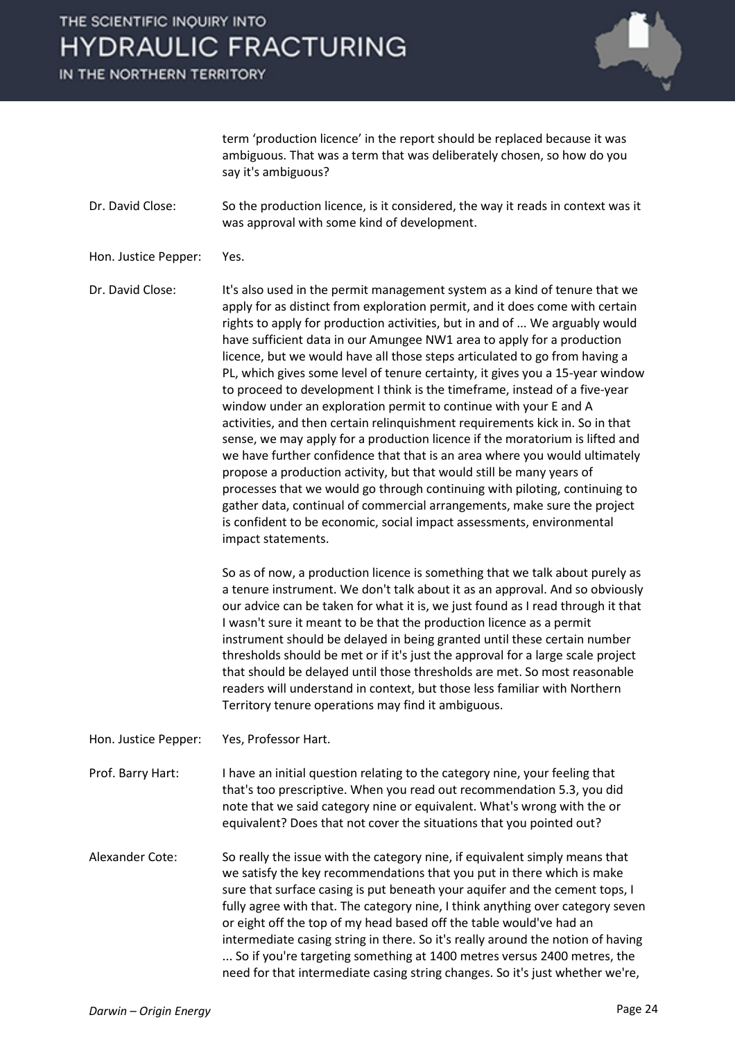term 'production licence' in the report should be replaced because it was ambiguous. That was a term that was deliberately chosen, so how do you say it's ambiguous?

Dr. David Close: So the production licence, is it considered, the way it reads in context was it was approval with some kind of development.

Hon. Justice Pepper: Yes.

Dr. David Close: It's also used in the permit management system as a kind of tenure that we apply for as distinct from exploration permit, and it does come with certain rights to apply for production activities, but in and of ... We arguably would have sufficient data in our Amungee NW1 area to apply for a production licence, but we would have all those steps articulated to go from having a PL, which gives some level of tenure certainty, it gives you a 15-year window to proceed to development I think is the timeframe, instead of a five-year window under an exploration permit to continue with your E and A activities, and then certain relinquishment requirements kick in. So in that sense, we may apply for a production licence if the moratorium is lifted and we have further confidence that that is an area where you would ultimately propose a production activity, but that would still be many years of processes that we would go through continuing with piloting, continuing to gather data, continual of commercial arrangements, make sure the project is confident to be economic, social impact assessments, environmental impact statements.

So as of now, a production licence is something that we talk about purely as a tenure instrument. We don't talk about it as an approval. And so obviously our advice can be taken for what it is, we just found as I read through it that I wasn't sure it meant to be that the production licence as a permit instrument should be delayed in being granted until these certain number thresholds should be met or if it's just the approval for a large scale project that should be delayed until those thresholds are met. So most reasonable readers will understand in context, but those less familiar with Northern Territory tenure operations may find it ambiguous.

Hon. Justice Pepper: Yes, Professor Hart.

Prof. Barry Hart: I have an initial question relating to the category nine, your feeling that that's too prescriptive. When you read out recommendation 5.3, you did note that we said category nine or equivalent. What's wrong with the or equivalent? Does that not cover the situations that you pointed out?

Alexander Cote: So really the issue with the category nine, if equivalent simply means that we satisfy the key recommendations that you put in there which is make sure that surface casing is put beneath your aquifer and the cement tops, I fully agree with that. The category nine, I think anything over category seven or eight off the top of my head based off the table would've had an intermediate casing string in there. So it's really around the notion of having ... So if you're targeting something at 1400 metres versus 2400 metres, the need for that intermediate casing string changes. So it's just whether we're,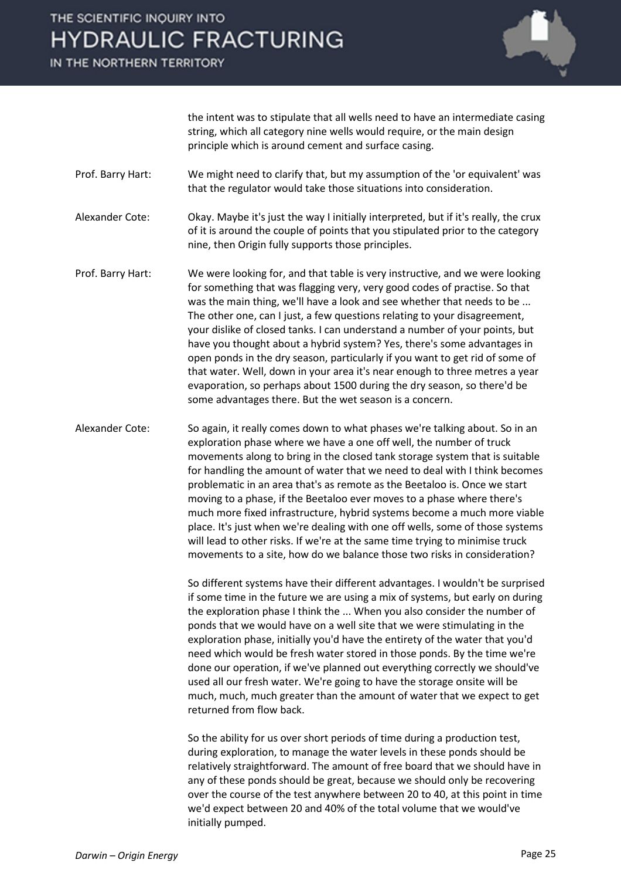the intent was to stipulate that all wells need to have an intermediate casing string, which all category nine wells would require, or the main design principle which is around cement and surface casing.

**Prof. Barry Hart:** We might need to clarify that, but my assumption of the 'or equivalent' was that the regulator would take those situations into consideration.

**Alexander Cote:** Okay. Maybe it's just the way I initially interpreted, but if it's really, the crux of it is around the couple of points that you stipulated prior to the category nine, then Origin fully supports those principles.

**Prof. Barry Hart:** We were looking for, and that table is very instructive, and we were looking for something that was flagging very, very good codes of practise. So that was the main thing, we'll have a look and see whether that needs to be ... The other one, can I just, a few questions relating to your disagreement, your dislike of closed tanks. I can understand a number of your points, but have you thought about a hybrid system? Yes, there's some advantages in open ponds in the dry season, particularly if you want to get rid of some of that water. Well, down in your area it's near enough to three metres a year evaporation, so perhaps about 1500 during the dry season, so there'd be some advantages there. But the wet season is a concern.

**Alexander Cote:** So again, it really comes down to what phases we're talking about. So in an exploration phase where we have a one off well, the number of truck movements along to bring in the closed tank storage system that is suitable for handling the amount of water that we need to deal with I think becomes problematic in an area that's as remote as the Beetaloo is. Once we start moving to a phase, if the Beetaloo ever moves to a phase where there's much more fixed infrastructure, hybrid systems become a much more viable place. It's just when we're dealing with one off wells, some of those systems will lead to other risks. If we're at the same time trying to minimise truck movements to a site, how do we balance those two risks in consideration?

So different systems have their different advantages. I wouldn't be surprised if some time in the future we are using a mix of systems, but early on during the exploration phase I think the ... When you also consider the number of ponds that we would have on a well site that we were stimulating in the exploration phase, initially you'd have the entirety of the water that you'd need which would be fresh water stored in those ponds. By the time we're done our operation, if we've planned out everything correctly we should've used all our fresh water. We're going to have the storage onsite will be much, much, much greater than the amount of water that we expect to get returned from flow back.

So the ability for us over short periods of time during a production test, during exploration, to manage the water levels in these ponds should be relatively straightforward. The amount of free board that we should have in any of these ponds should be great, because we should only be recovering over the course of the test anywhere between 20 to 40, at this point in time we'd expect between 20 and 40% of the total volume that we would've initially pumped.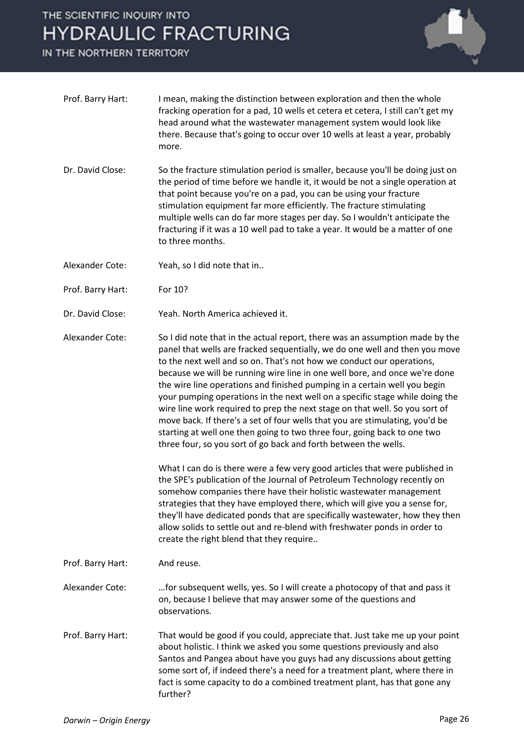Prof. Barry Hart: I mean, making the distinction between exploration and then the whole fracking operation for a pad, 10 wells et cetera et cetera, I still can't get my head around what the wastewater management system would look like there. Because that's going to occur over 10 wells at least a year, probably more.

Dr. David Close: So the fracture stimulation period is smaller, because you'll be doing just on the period of time before we handle it, it would be not a single operation at that point because you're on a pad, you can be using your fracture stimulation equipment far more efficiently. The fracture stimulating multiple wells can do far more stages per day. So I wouldn't anticipate the fracturing if it was a 10 well pad to take a year. It would be a matter of one to three months.

Alexander Cote: Yeah, so I did note that in..

Prof. Barry Hart: For 10?

Dr. David Close: Yeah. North America achieved it.

Alexander Cote: So I did note that in the actual report, there was an assumption made by the panel that wells are fracked sequentially, we do one well and then you move to the next well and so on. That's not how we conduct our operations, because we will be running wire line in one well bore, and once we're done the wire line operations and finished pumping in a certain well you begin your pumping operations in the next well on a specific stage while doing the wire line work required to prep the next stage on that well. So you sort of move back. If there's a set of four wells that you are stimulating, you'd be starting at well one then going to two three four, going back to one two three four, so you sort of go back and forth between the wells.

What I can do is there were a few very good articles that were published in the SPE's publication of the Journal of Petroleum Technology recently on somehow companies there have their holistic wastewater management strategies that they have employed there, which will give you a sense for, they'll have dedicated ponds that are specifically wastewater, how they then allow solids to settle out and re-blend with freshwater ponds in order to create the right blend that they require..

Prof. Barry Hart: And reuse.

Alexander Cote: …for subsequent wells, yes. So I will create a photocopy of that and pass it on, because I believe that may answer some of the questions and observations.

Prof. Barry Hart: That would be good if you could, appreciate that. Just take me up your point about holistic. I think we asked you some questions previously and also Santos and Pangea about have you guys had any discussions about getting some sort of, if indeed there's a need for a treatment plant, where there in fact is some capacity to do a combined treatment plant, has that gone any further?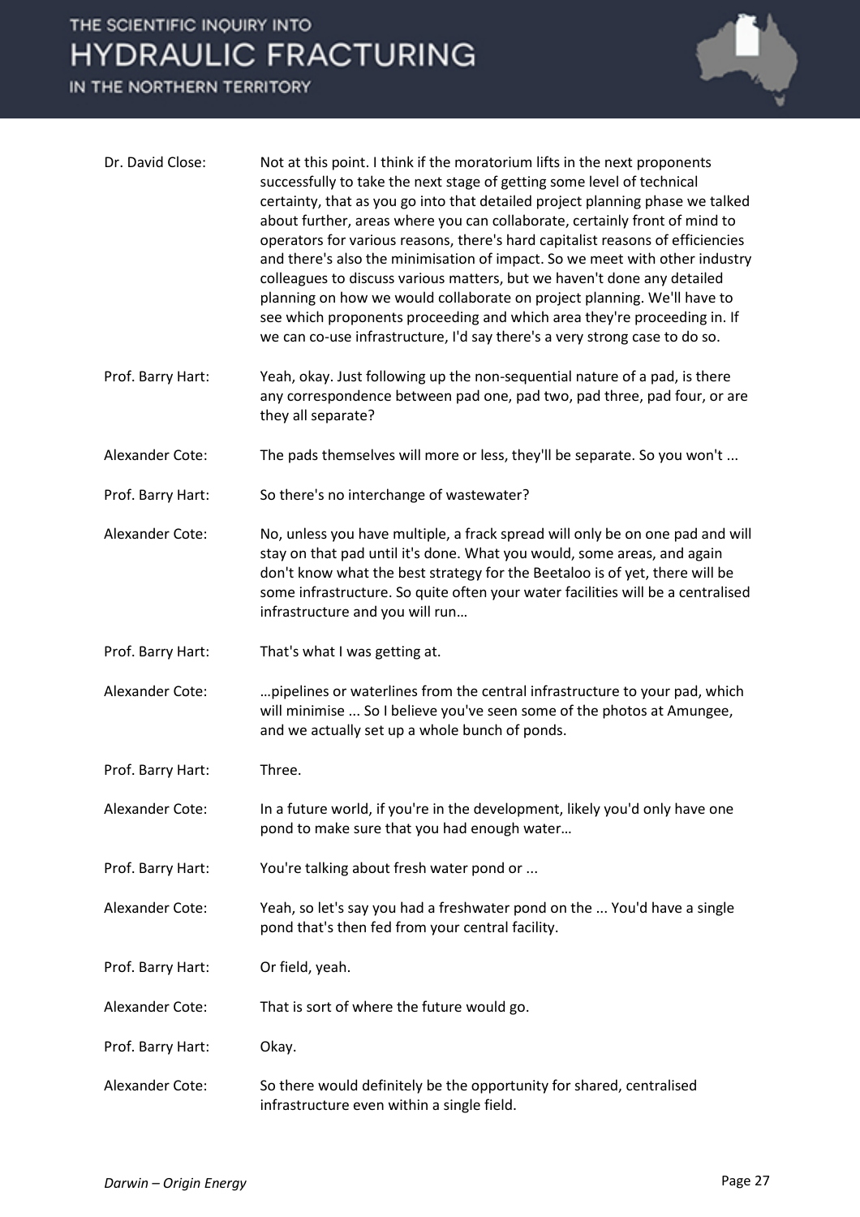Dr. David Close: Not at this point. I think if the moratorium lifts in the next proponents successfully to take the next stage of getting some level of technical certainty, that as you go into that detailed project planning phase we talked about further, areas where you can collaborate, certainly front of mind to operators for various reasons, there's hard capitalist reasons of efficiencies and there's also the minimisation of impact. So we meet with other industry colleagues to discuss various matters, but we haven't done any detailed planning on how we would collaborate on project planning. We'll have to see which proponents proceeding and which area they're proceeding in. If we can co-use infrastructure, I'd say there's a very strong case to do so.

Prof. Barry Hart: Yeah, okay. Just following up the non-sequential nature of a pad, is there any correspondence between pad one, pad two, pad three, pad four, or are they all separate?

Alexander Cote: The pads themselves will more or less, they'll be separate. So you won't ...

Prof. Barry Hart: So there's no interchange of wastewater?

Alexander Cote: No, unless you have multiple, a frack spread will only be on one pad and will stay on that pad until it's done. What you would, some areas, and again don't know what the best strategy for the Beetaloo is of yet, there will be some infrastructure. So quite often your water facilities will be a centralised infrastructure and you will run…

Prof. Barry Hart: That's what I was getting at.

Alexander Cote: …pipelines or waterlines from the central infrastructure to your pad, which will minimise ... So I believe you've seen some of the photos at Amungee, and we actually set up a whole bunch of ponds.

Prof. Barry Hart: Three.

Alexander Cote: In a future world, if you're in the development, likely you'd only have one pond to make sure that you had enough water…

Prof. Barry Hart: You're talking about fresh water pond or ...

Alexander Cote: Yeah, so let's say you had a freshwater pond on the ... You'd have a single pond that's then fed from your central facility.

Prof. Barry Hart: Or field, yeah.

Alexander Cote: That is sort of where the future would go.

Prof. Barry Hart: Okay.

Alexander Cote: So there would definitely be the opportunity for shared, centralised infrastructure even within a single field.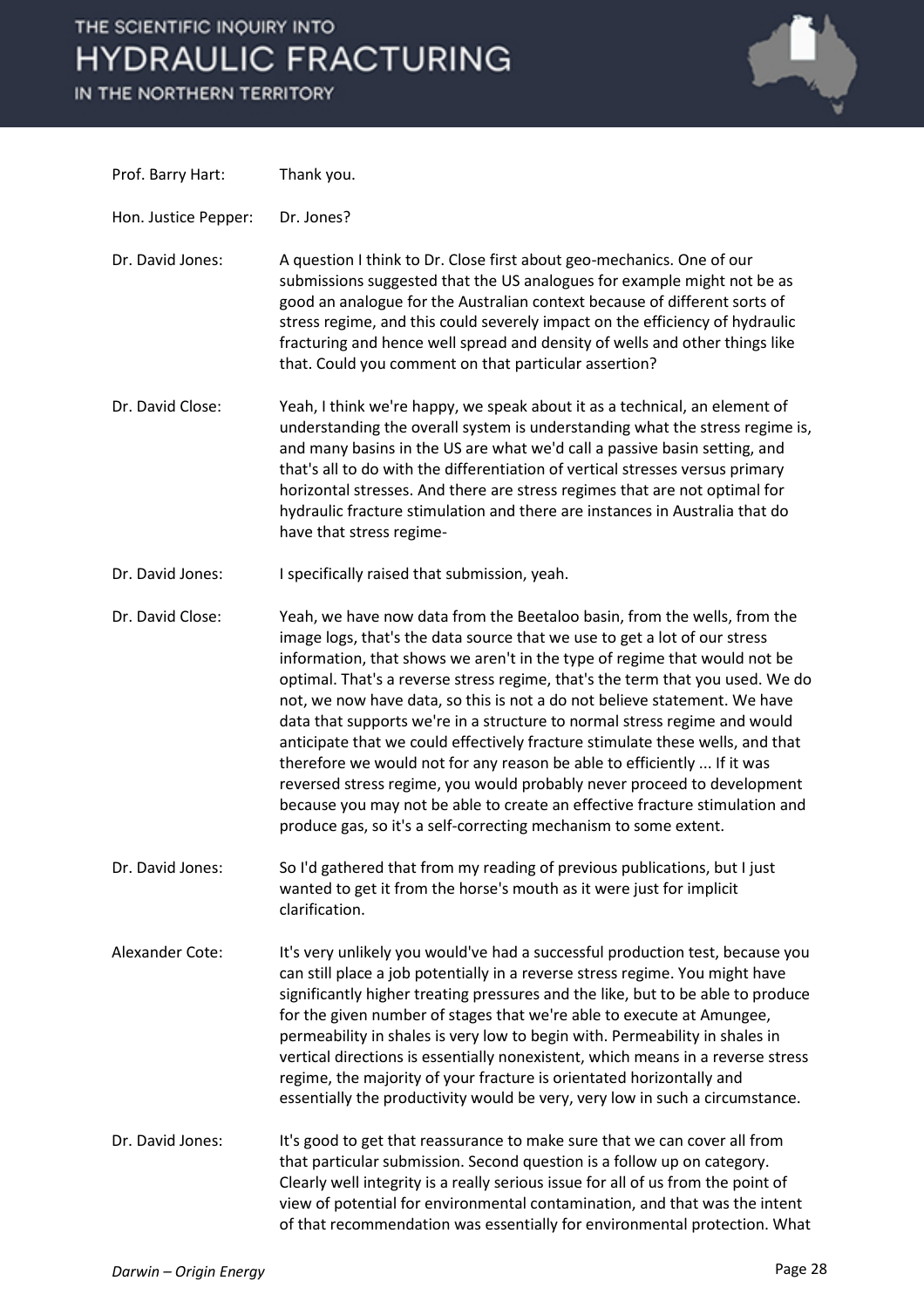Prof. Barry Hart: Thank you.

Hon. Justice Pepper: Dr. Jones?

Dr. David Jones: A question I think to Dr. Close first about geo-mechanics. One of our submissions suggested that the US analogues for example might not be as good an analogue for the Australian context because of different sorts of stress regime, and this could severely impact on the efficiency of hydraulic fracturing and hence well spread and density of wells and other things like that. Could you comment on that particular assertion?

Dr. David Close: Yeah, I think we're happy, we speak about it as a technical, an element of understanding the overall system is understanding what the stress regime is, and many basins in the US are what we'd call a passive basin setting, and that's all to do with the differentiation of vertical stresses versus primary horizontal stresses. And there are stress regimes that are not optimal for hydraulic fracture stimulation and there are instances in Australia that do have that stress regime-

Dr. David Jones: I specifically raised that submission, yeah.

Dr. David Close: Yeah, we have now data from the Beetaloo basin, from the wells, from the image logs, that's the data source that we use to get a lot of our stress information, that shows we aren't in the type of regime that would not be optimal. That's a reverse stress regime, that's the term that you used. We do not, we now have data, so this is not a do not believe statement. We have data that supports we're in a structure to normal stress regime and would anticipate that we could effectively fracture stimulate these wells, and that therefore we would not for any reason be able to efficiently ... If it was reversed stress regime, you would probably never proceed to development because you may not be able to create an effective fracture stimulation and produce gas, so it's a self-correcting mechanism to some extent.

Dr. David Jones: So I'd gathered that from my reading of previous publications, but I just wanted to get it from the horse's mouth as it were just for implicit clarification.

Alexander Cote: It's very unlikely you would've had a successful production test, because you can still place a job potentially in a reverse stress regime. You might have significantly higher treating pressures and the like, but to be able to produce for the given number of stages that we're able to execute at Amungee, permeability in shales is very low to begin with. Permeability in shales in vertical directions is essentially nonexistent, which means in a reverse stress regime, the majority of your fracture is orientated horizontally and essentially the productivity would be very, very low in such a circumstance.

Dr. David Jones: It's good to get that reassurance to make sure that we can cover all from that particular submission. Second question is a follow up on category. Clearly well integrity is a really serious issue for all of us from the point of view of potential for environmental contamination, and that was the intent of that recommendation was essentially for environmental protection. What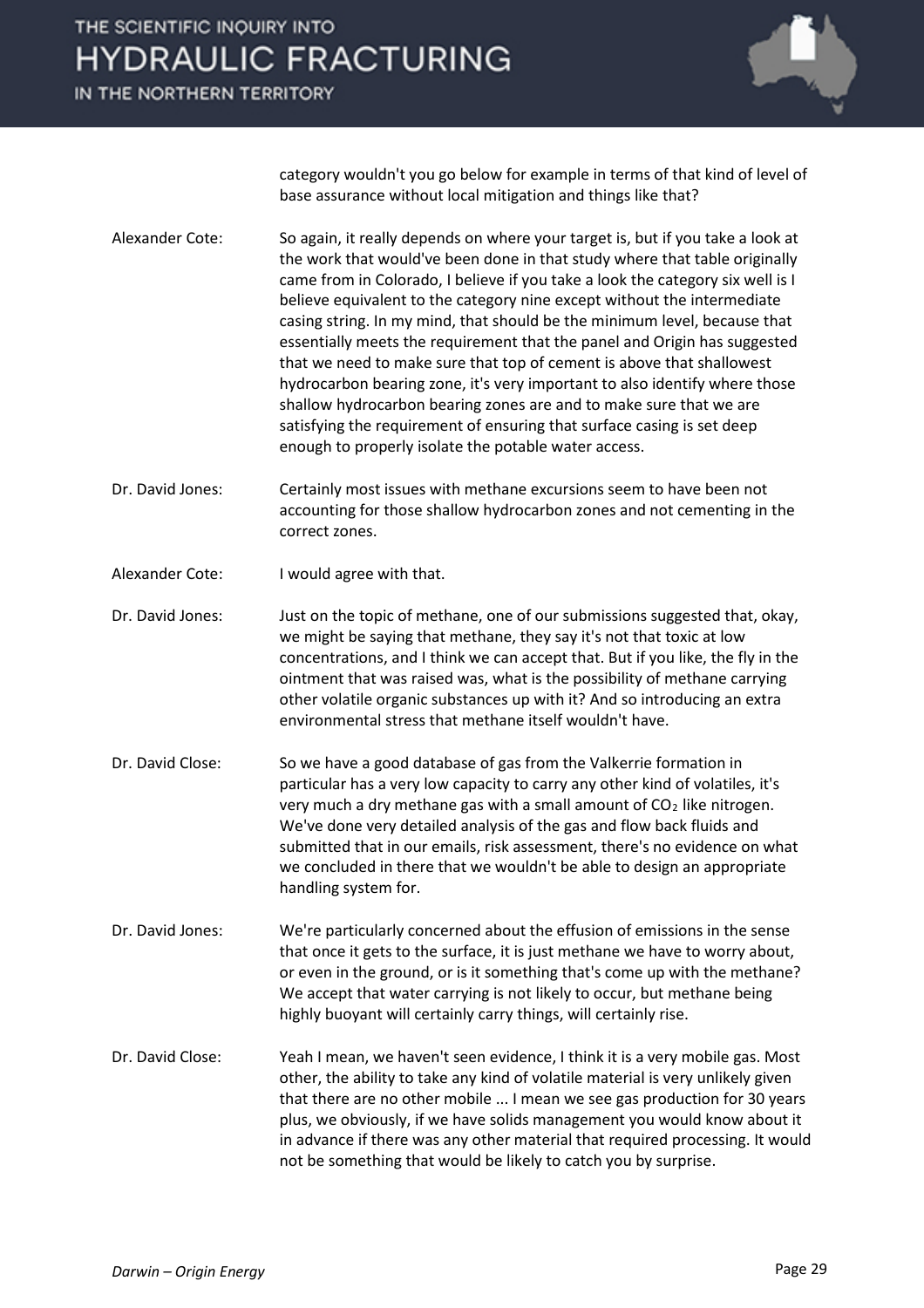category wouldn't you go below for example in terms of that kind of level of base assurance without local mitigation and things like that?

Alexander Cote: So again, it really depends on where your target is, but if you take a look at the work that would've been done in that study where that table originally came from in Colorado, I believe if you take a look the category six well is I believe equivalent to the category nine except without the intermediate casing string. In my mind, that should be the minimum level, because that essentially meets the requirement that the panel and Origin has suggested that we need to make sure that top of cement is above that shallowest hydrocarbon bearing zone, it's very important to also identify where those shallow hydrocarbon bearing zones are and to make sure that we are satisfying the requirement of ensuring that surface casing is set deep enough to properly isolate the potable water access.

Dr. David Jones: Certainly most issues with methane excursions seem to have been not accounting for those shallow hydrocarbon zones and not cementing in the correct zones.

Alexander Cote: I would agree with that.

Dr. David Jones: Just on the topic of methane, one of our submissions suggested that, okay, we might be saying that methane, they say it's not that toxic at low concentrations, and I think we can accept that. But if you like, the fly in the ointment that was raised was, what is the possibility of methane carrying other volatile organic substances up with it? And so introducing an extra environmental stress that methane itself wouldn't have.

Dr. David Close: So we have a good database of gas from the Valkerrie formation in particular has a very low capacity to carry any other kind of volatiles, it's very much a dry methane gas with a small amount of $CO_2$ like nitrogen. We've done very detailed analysis of the gas and flow back fluids and submitted that in our emails, risk assessment, there's no evidence on what we concluded in there that we wouldn't be able to design an appropriate handling system for.

Dr. David Jones: We're particularly concerned about the effusion of emissions in the sense that once it gets to the surface, it is just methane we have to worry about, or even in the ground, or is it something that's come up with the methane? We accept that water carrying is not likely to occur, but methane being highly buoyant will certainly carry things, will certainly rise.

Dr. David Close: Yeah I mean, we haven't seen evidence, I think it is a very mobile gas. Most other, the ability to take any kind of volatile material is very unlikely given that there are no other mobile ... I mean we see gas production for 30 years plus, we obviously, if we have solids management you would know about it in advance if there was any other material that required processing. It would not be something that would be likely to catch you by surprise.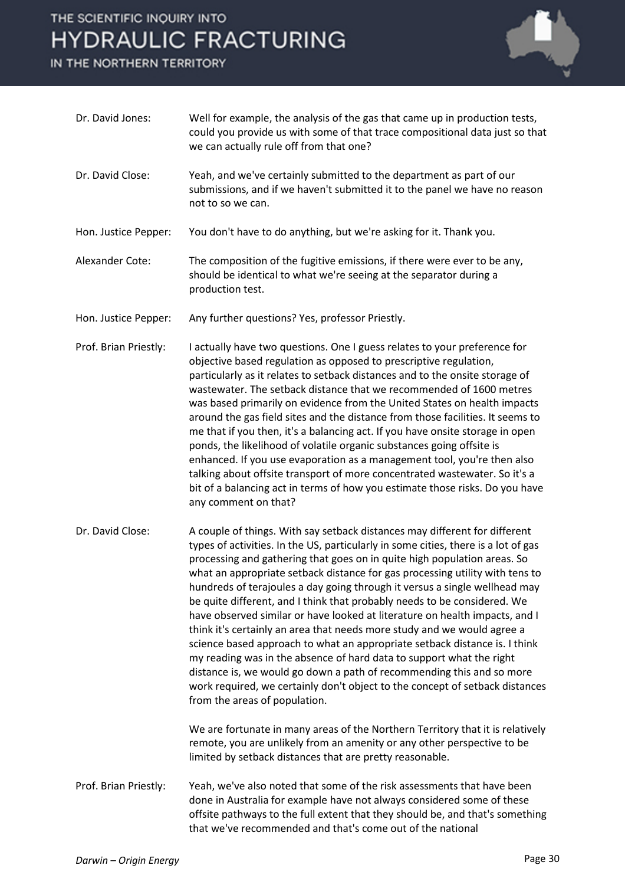| | |
|---|---|
| Dr. David Jones: | Well for example, the analysis of the gas that came up in production tests, could you provide us with some of that trace compositional data just so that we can actually rule off from that one? |
| Dr. David Close: | Yeah, and we've certainly submitted to the department as part of our submissions, and if we haven't submitted it to the panel we have no reason not to so we can. |
| Hon. Justice Pepper: | You don't have to do anything, but we're asking for it. Thank you. |
| Alexander Cote: | The composition of the fugitive emissions, if there were ever to be any, should be identical to what we're seeing at the separator during a production test. |
| Hon. Justice Pepper: | Any further questions? Yes, professor Priestly. |
| Prof. Brian Priestly: | I actually have two questions. One I guess relates to your preference for objective based regulation as opposed to prescriptive regulation, particularly as it relates to setback distances and to the onsite storage of wastewater. The setback distance that we recommended of 1600 metres was based primarily on evidence from the United States on health impacts around the gas field sites and the distance from those facilities. It seems to me that if you then, it's a balancing act. If you have onsite storage in open ponds, the likelihood of volatile organic substances going offsite is enhanced. If you use evaporation as a management tool, you're then also talking about offsite transport of more concentrated wastewater. So it's a bit of a balancing act in terms of how you estimate those risks. Do you have any comment on that? |
| Dr. David Close: | A couple of things. With say setback distances may different for different types of activities. In the US, particularly in some cities, there is a lot of gas processing and gathering that goes on in quite high population areas. So what an appropriate setback distance for gas processing utility with tens to hundreds of terajoules a day going through it versus a single wellhead may be quite different, and I think that probably needs to be considered. We have observed similar or have looked at literature on health impacts, and I think it's certainly an area that needs more study and we would agree a science based approach to what an appropriate setback distance is. I think my reading was in the absence of hard data to support what the right distance is, we would go down a path of recommending this and so more work required, we certainly don't object to the concept of setback distances from the areas of population.<br><br>We are fortunate in many areas of the Northern Territory that it is relatively remote, you are unlikely from an amenity or any other perspective to be limited by setback distances that are pretty reasonable. |
| Prof. Brian Priestly: | Yeah, we've also noted that some of the risk assessments that have been done in Australia for example have not always considered some of these offsite pathways to the full extent that they should be, and that's something that we've recommended and that's come out of the national |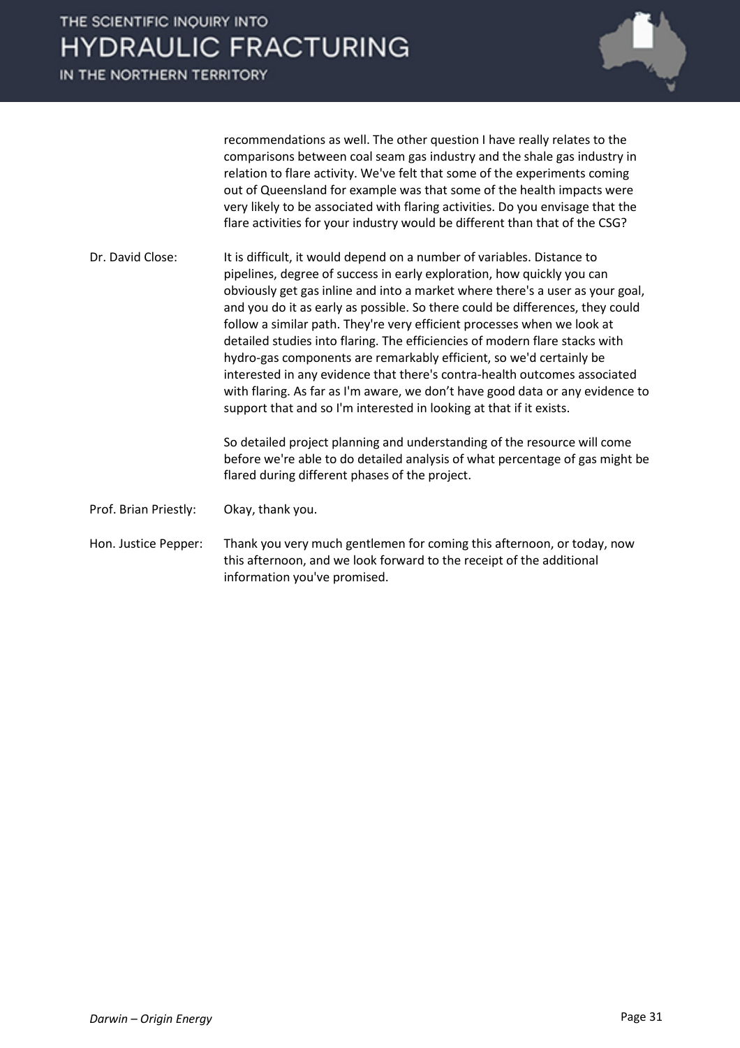recommendations as well. The other question I have really relates to the comparisons between coal seam gas industry and the shale gas industry in relation to flare activity. We've felt that some of the experiments coming out of Queensland for example was that some of the health impacts were very likely to be associated with flaring activities. Do you envisage that the flare activities for your industry would be different than that of the CSG?

**Dr. David Close:** It is difficult, it would depend on a number of variables. Distance to pipelines, degree of success in early exploration, how quickly you can obviously get gas inline and into a market where there's a user as your goal, and you do it as early as possible. So there could be differences, they could follow a similar path. They're very efficient processes when we look at detailed studies into flaring. The efficiencies of modern flare stacks with hydro-gas components are remarkably efficient, so we'd certainly be interested in any evidence that there's contra-health outcomes associated with flaring. As far as I'm aware, we don't have good data or any evidence to support that and so I'm interested in looking at that if it exists.

So detailed project planning and understanding of the resource will come before we're able to do detailed analysis of what percentage of gas might be flared during different phases of the project.

**Prof. Brian Priestly:** Okay, thank you.

**Hon. Justice Pepper:** Thank you very much gentlemen for coming this afternoon, or today, now this afternoon, and we look forward to the receipt of the additional information you've promised.